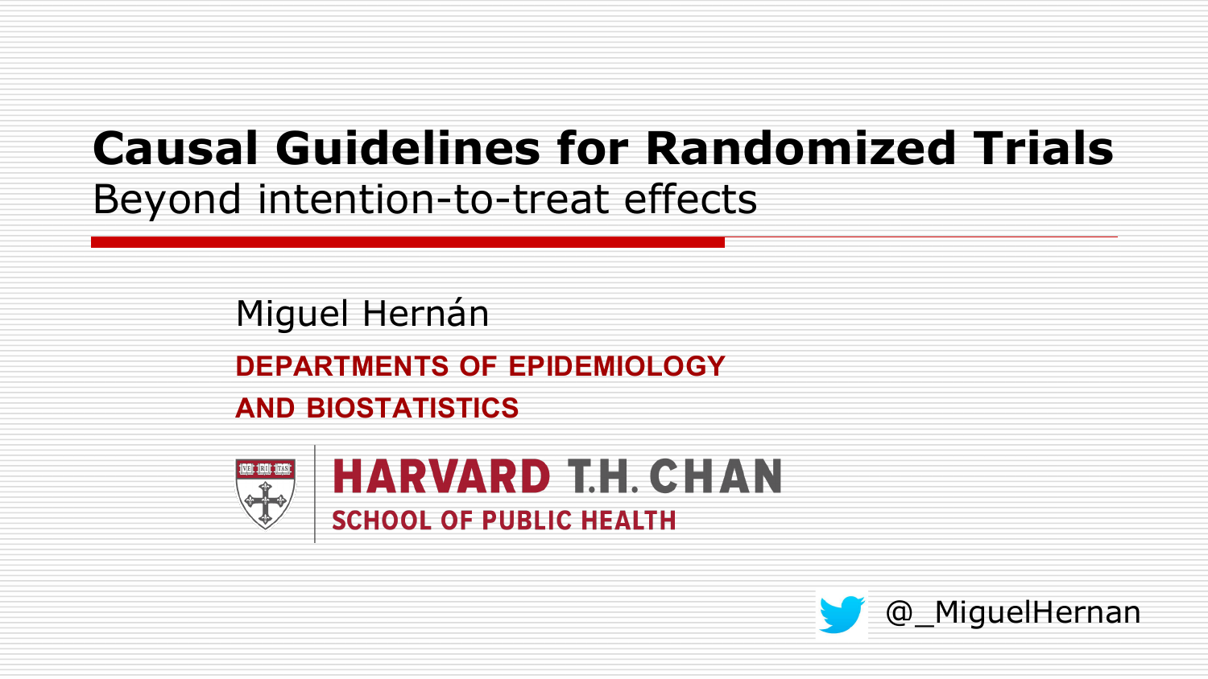# Causal Guidelines for Randomized Trials

## Beyond intention-to-treat effects

Miguel Hernán

**DEPARTMENTS OF EPIDEMIOLOGY AND BIOSTATISTICS**

**HARVARD T.H. CHAN SCHOOL OF PUBLIC HEALTH**

@_MiguelHernan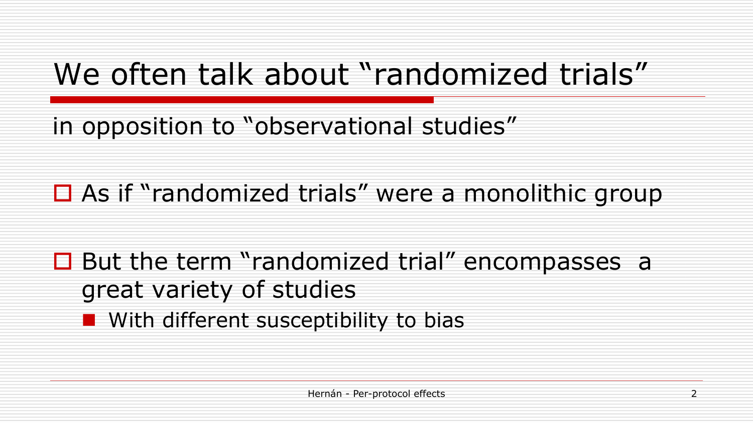# We often talk about "randomized trials"

in opposition to "observational studies"

- As if "randomized trials" were a monolithic group

- But the term "randomized trial" encompasses a great variety of studies
  - With different susceptibility to bias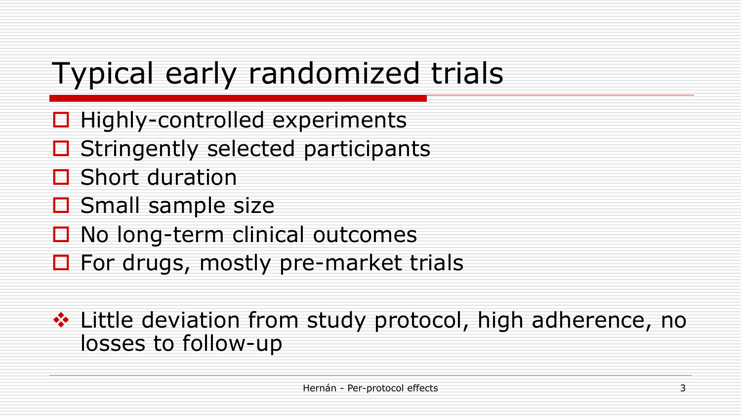# Typical early randomized trials

- Highly-controlled experiments
- Stringently selected participants
- Short duration
- Small sample size
- No long-term clinical outcomes
- For drugs, mostly pre-market trials

- Little deviation from study protocol, high adherence, no losses to follow-up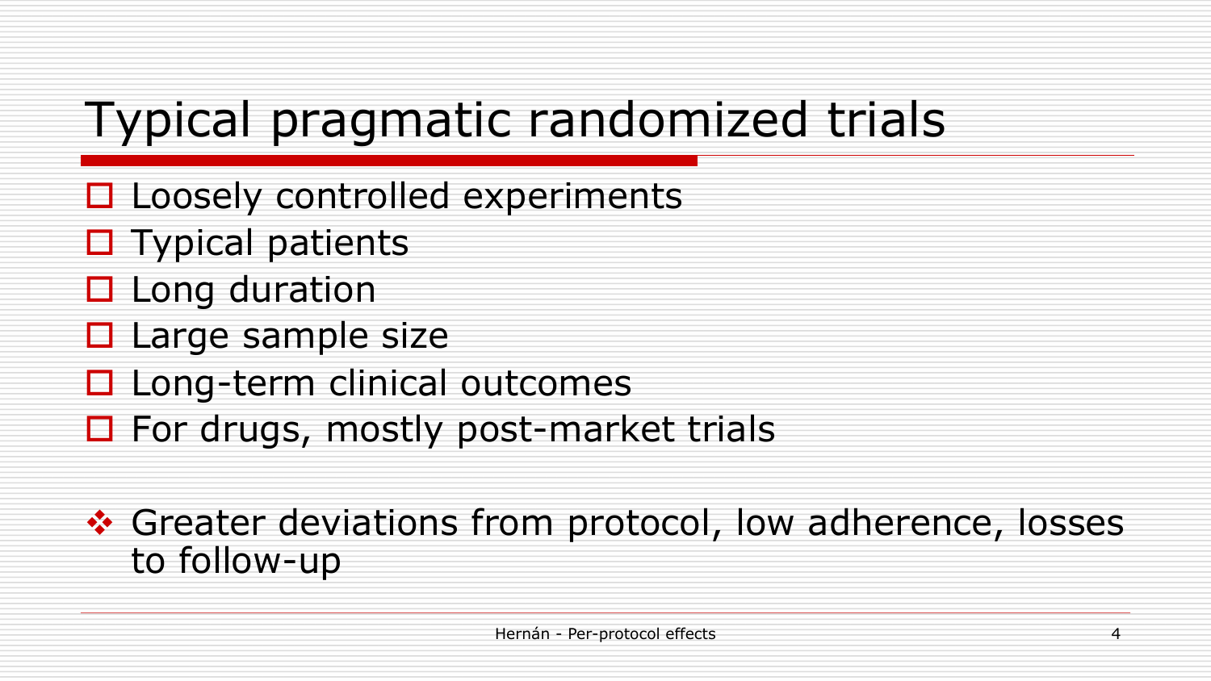# Typical pragmatic randomized trials

- Loosely controlled experiments
- Typical patients
- Long duration
- Large sample size
- Long-term clinical outcomes
- For drugs, mostly post-market trials

- Greater deviations from protocol, low adherence, losses to follow-up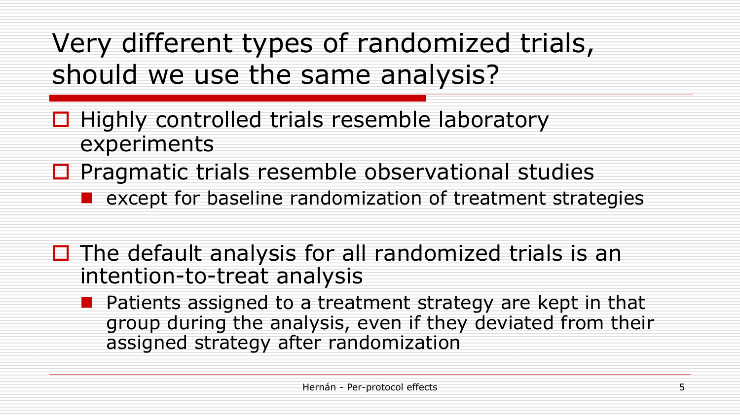# Very different types of randomized trials, should we use the same analysis?

- Highly controlled trials resemble laboratory experiments
- Pragmatic trials resemble observational studies
  - except for baseline randomization of treatment strategies

- The default analysis for all randomized trials is an intention-to-treat analysis
  - Patients assigned to a treatment strategy are kept in that group during the analysis, even if they deviated from their assigned strategy after randomization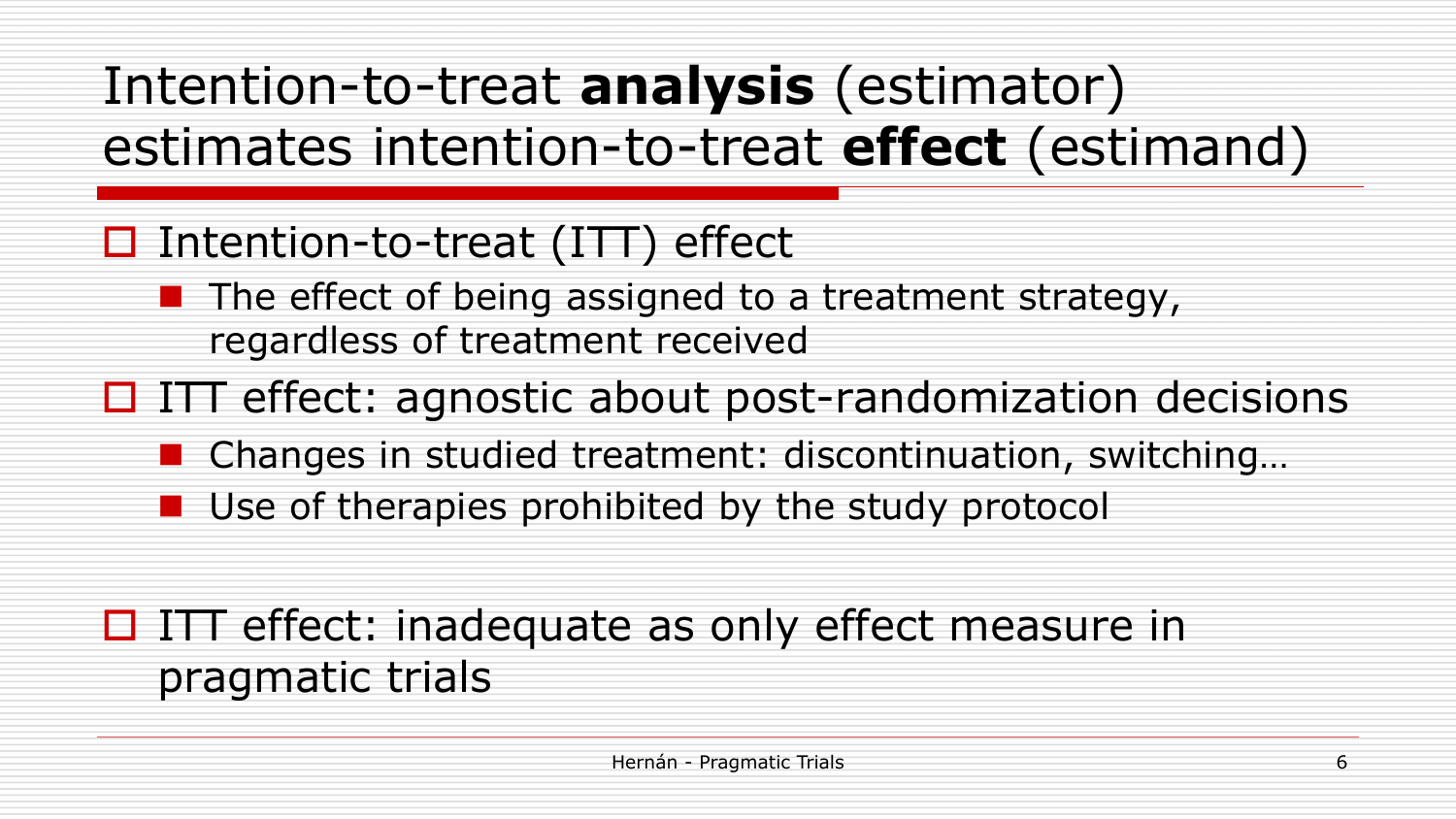# Intention-to-treat **analysis** (estimator) estimates intention-to-treat **effect** (estimand)

- Intention-to-treat (ITT) effect
  - The effect of being assigned to a treatment strategy, regardless of treatment received
- ITT effect: agnostic about post-randomization decisions
  - Changes in studied treatment: discontinuation, switching…
  - Use of therapies prohibited by the study protocol
- ITT effect: inadequate as only effect measure in pragmatic trials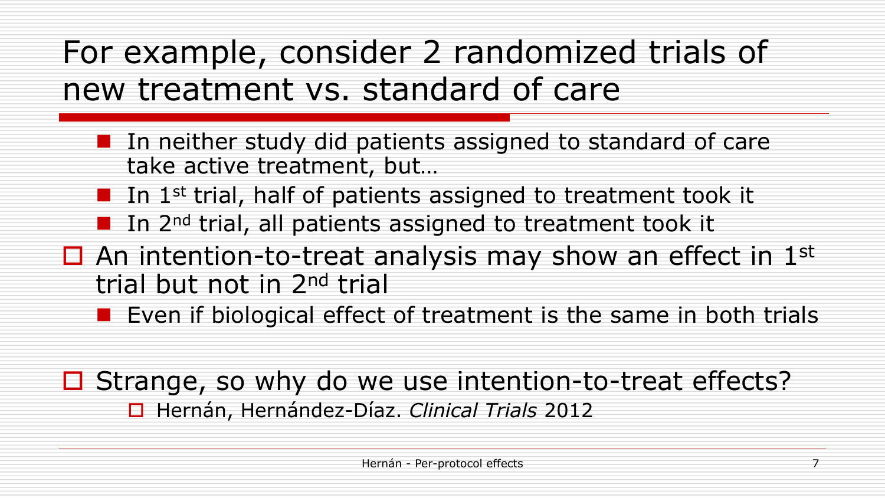# For example, consider 2 randomized trials of new treatment vs. standard of care

- In neither study did patients assigned to standard of care take active treatment, but…
- In 1st trial, half of patients assigned to treatment took it
- In 2nd trial, all patients assigned to treatment took it

- An intention-to-treat analysis may show an effect in 1st trial but not in 2nd trial
  - Even if biological effect of treatment is the same in both trials

- Strange, so why do we use intention-to-treat effects?
  - Hernán, Hernández-Díaz. *Clinical Trials* 2012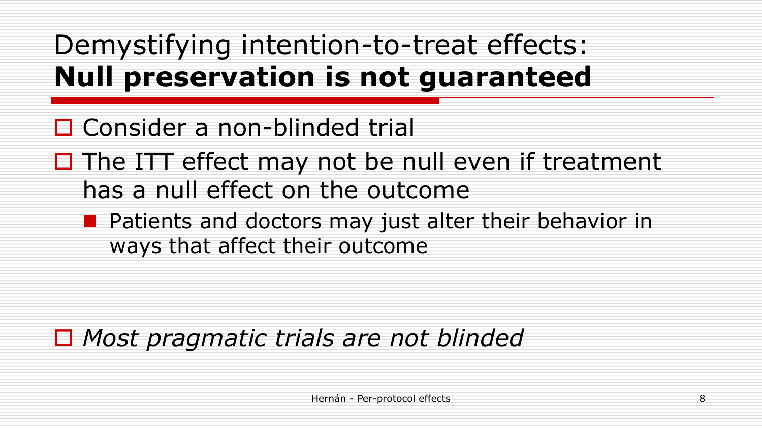# Demystifying intention-to-treat effects: **Null preservation is not guaranteed**

- Consider a non-blinded trial
- The ITT effect may not be null even if treatment has a null effect on the outcome
  - Patients and doctors may just alter their behavior in ways that affect their outcome

- *Most pragmatic trials are not blinded*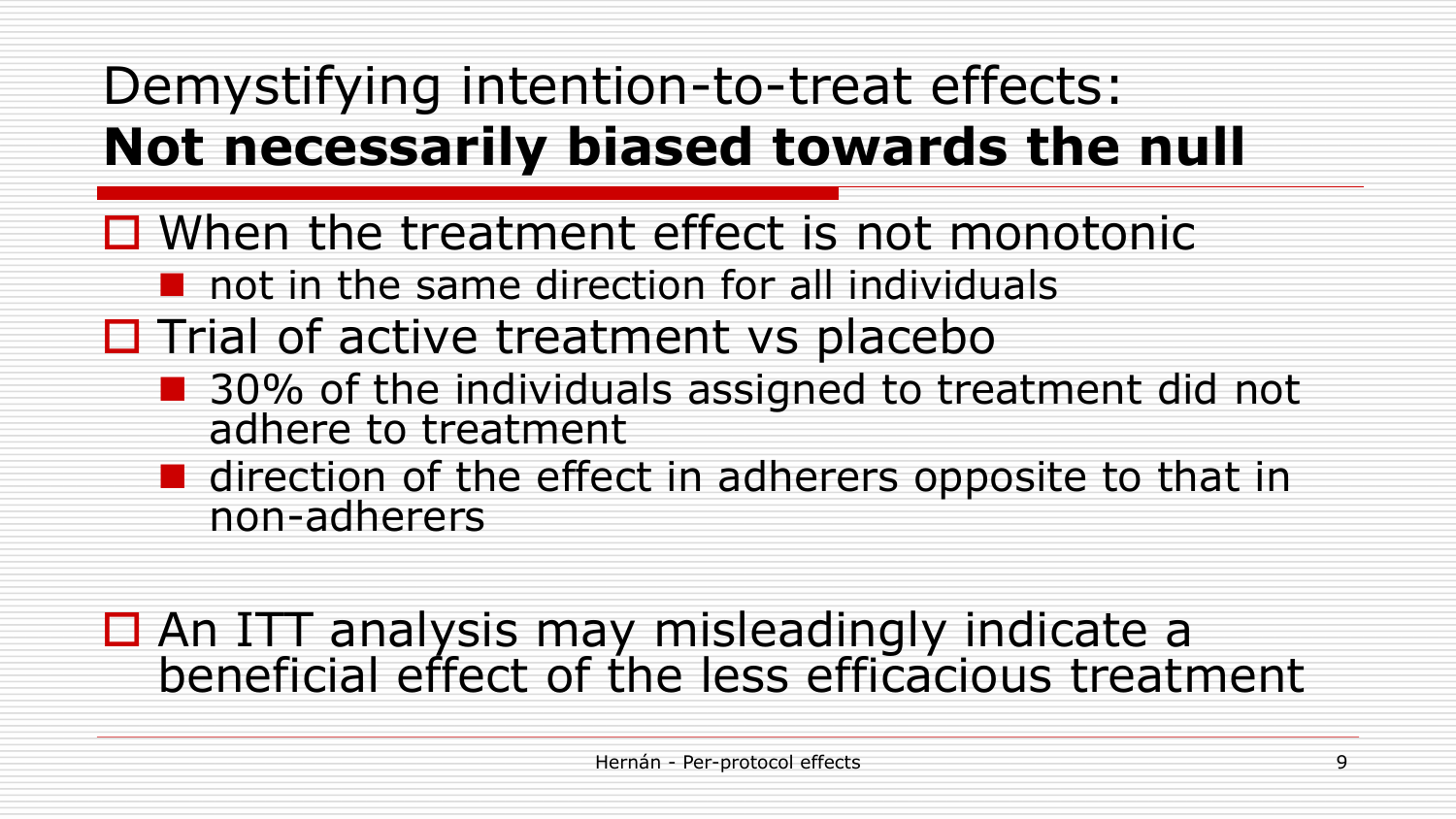# Demystifying intention-to-treat effects: **Not necessarily biased towards the null**

- When the treatment effect is not monotonic
  - not in the same direction for all individuals
- Trial of active treatment vs placebo
  - 30% of the individuals assigned to treatment did not adhere to treatment
  - direction of the effect in adherers opposite to that in non-adherers

- An ITT analysis may misleadingly indicate a beneficial effect of the less efficacious treatment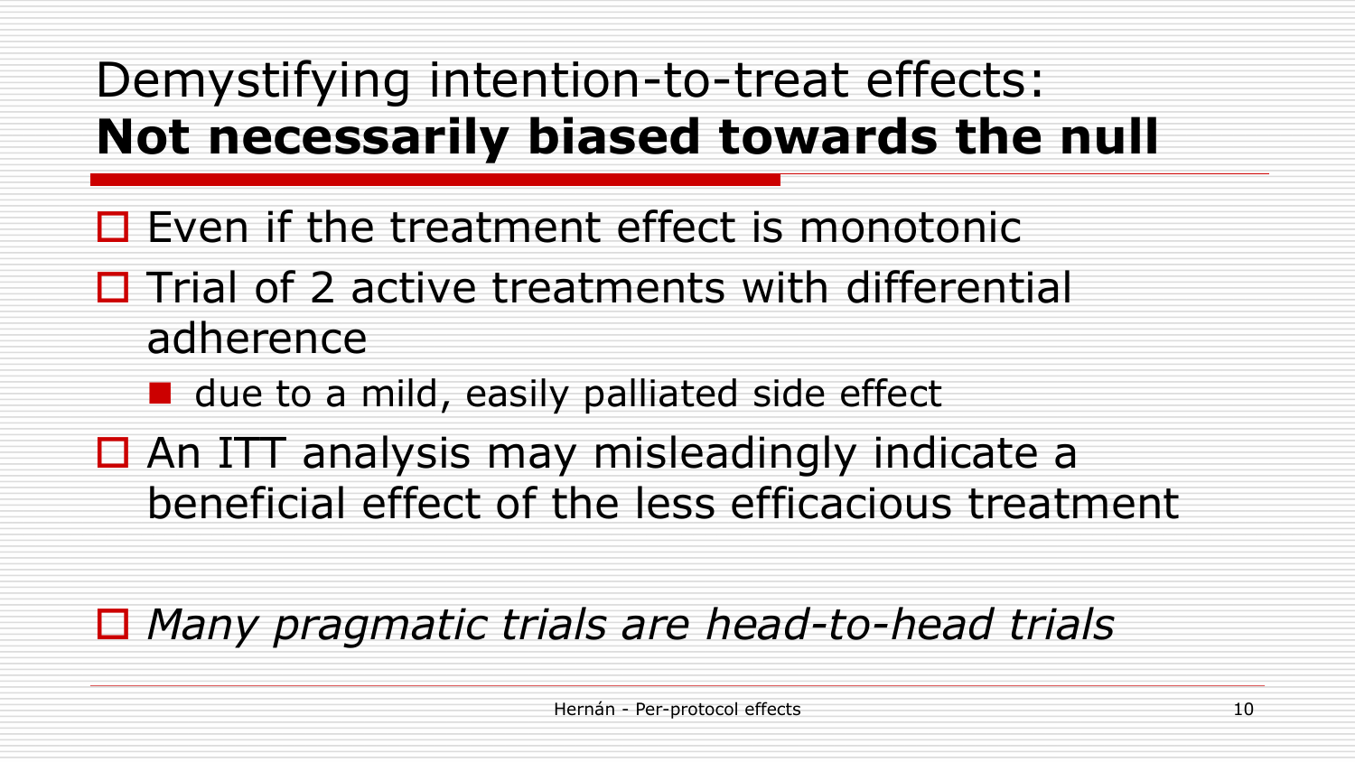# Demystifying intention-to-treat effects: **Not necessarily biased towards the null**

- Even if the treatment effect is monotonic
- Trial of 2 active treatments with differential adherence
  - due to a mild, easily palliated side effect
- An ITT analysis may misleadingly indicate a beneficial effect of the less efficacious treatment

- *Many pragmatic trials are head-to-head trials*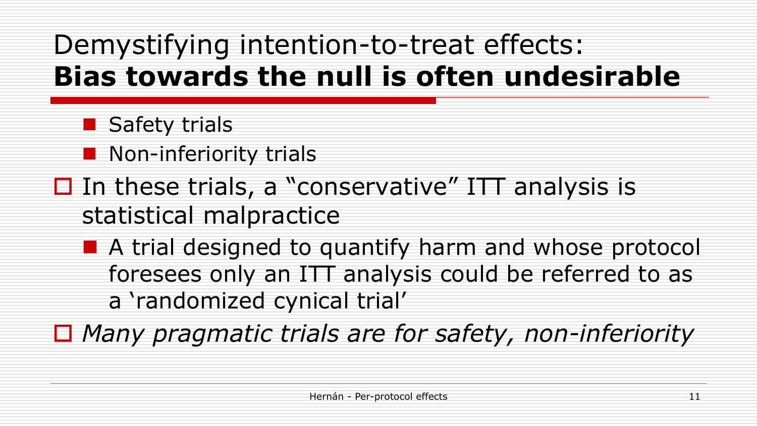# Demystifying intention-to-treat effects: **Bias towards the null is often undesirable**

  - Safety trials
  - Non-inferiority trials
- In these trials, a "conservative" ITT analysis is statistical malpractice
  - A trial designed to quantify harm and whose protocol foresees only an ITT analysis could be referred to as a 'randomized cynical trial'
- *Many pragmatic trials are for safety, non-inferiority*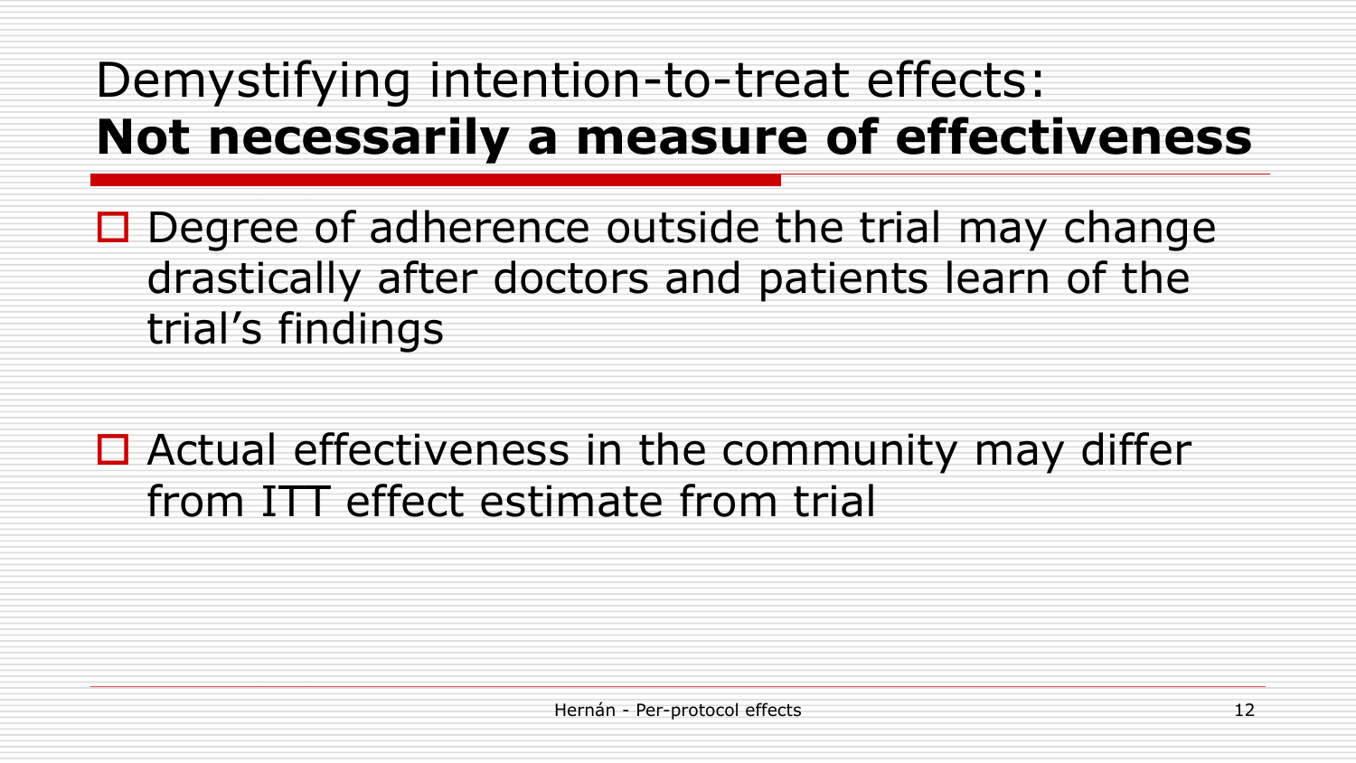# Demystifying intention-to-treat effects: **Not necessarily a measure of effectiveness**

- Degree of adherence outside the trial may change drastically after doctors and patients learn of the trial's findings

- Actual effectiveness in the community may differ from ITT effect estimate from trial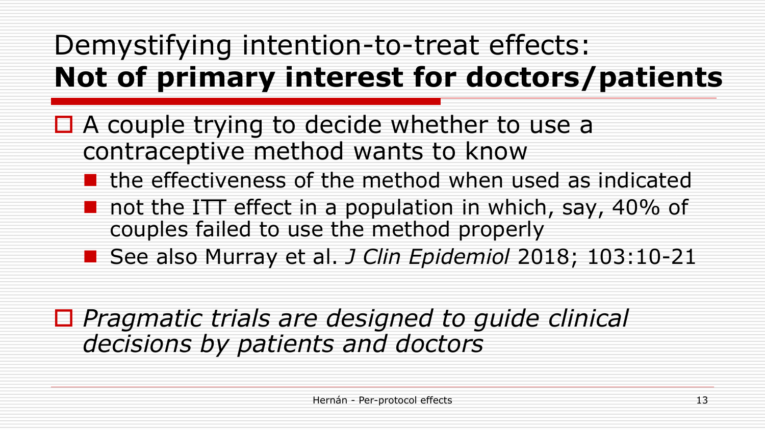# Demystifying intention-to-treat effects: **Not of primary interest for doctors/patients**

- A couple trying to decide whether to use a contraceptive method wants to know
  - the effectiveness of the method when used as indicated
  - not the ITT effect in a population in which, say, 40% of couples failed to use the method properly
  - See also Murray et al. *J Clin Epidemiol* 2018; 103:10-21

- *Pragmatic trials are designed to guide clinical decisions by patients and doctors*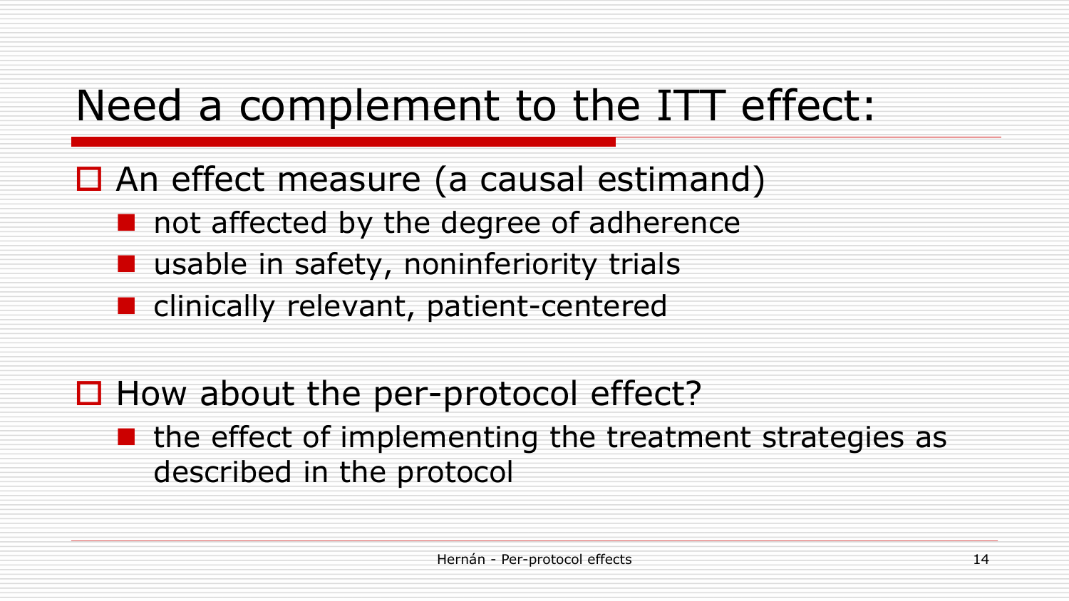# Need a complement to the ITT effect:

- An effect measure (a causal estimand)
  - not affected by the degree of adherence
  - usable in safety, noninferiority trials
  - clinically relevant, patient-centered

- How about the per-protocol effect?
  - the effect of implementing the treatment strategies as described in the protocol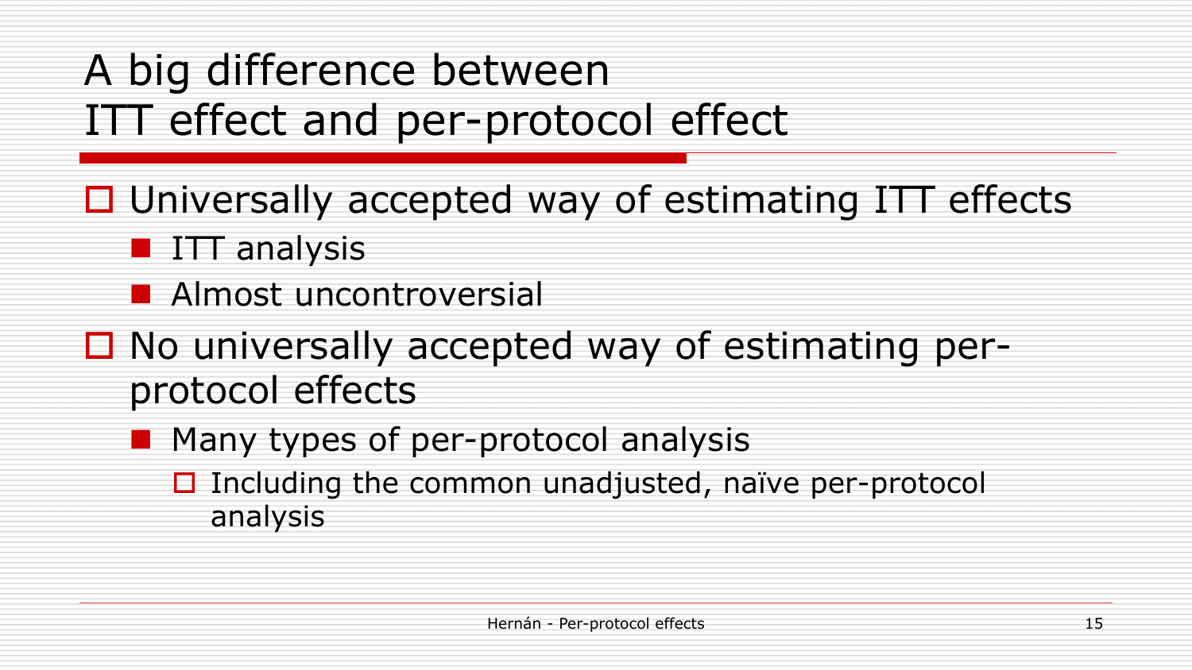# A big difference between ITT effect and per-protocol effect

- Universally accepted way of estimating ITT effects
  - ITT analysis
  - Almost uncontroversial
- No universally accepted way of estimating per-protocol effects
  - Many types of per-protocol analysis
    - Including the common unadjusted, naïve per-protocol analysis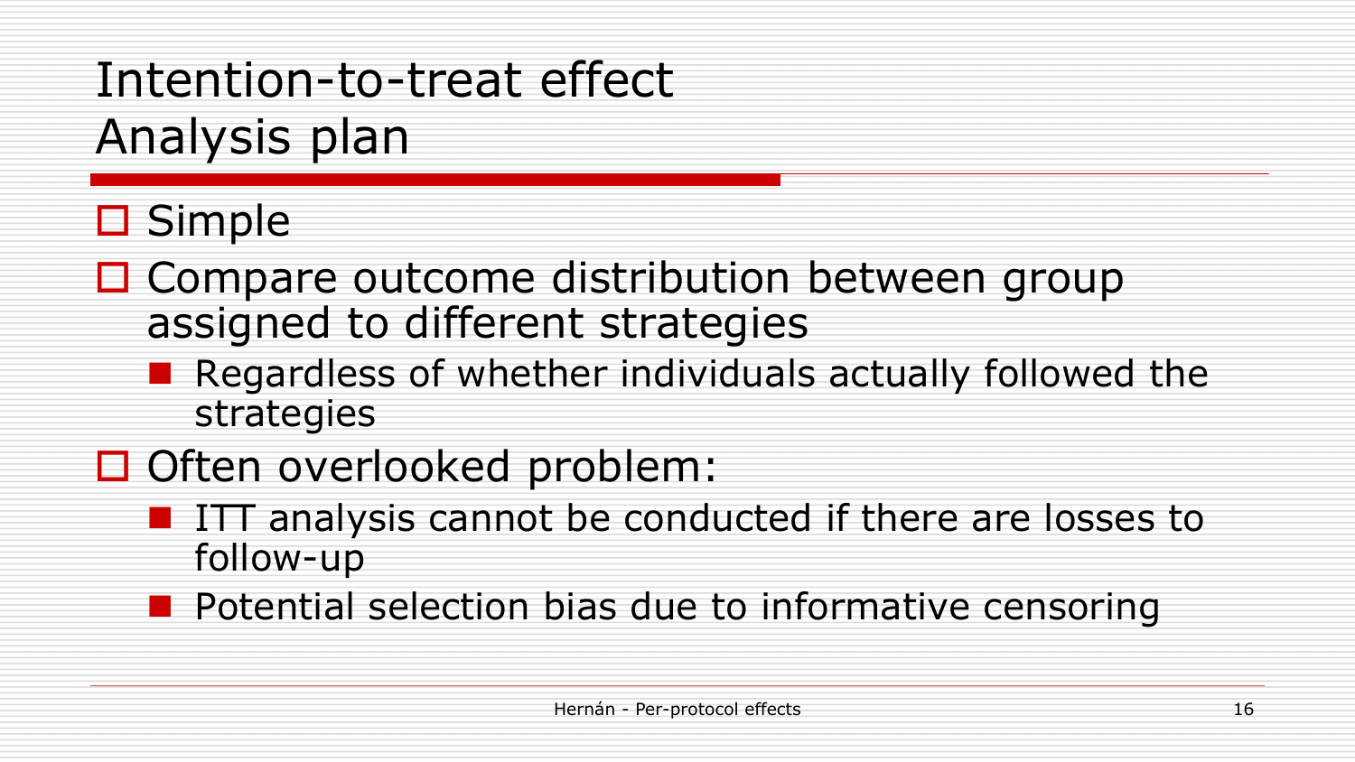# Intention-to-treat effect
# Analysis plan

- Simple
- Compare outcome distribution between group assigned to different strategies
  - Regardless of whether individuals actually followed the strategies
- Often overlooked problem:
  - ITT analysis cannot be conducted if there are losses to follow-up
  - Potential selection bias due to informative censoring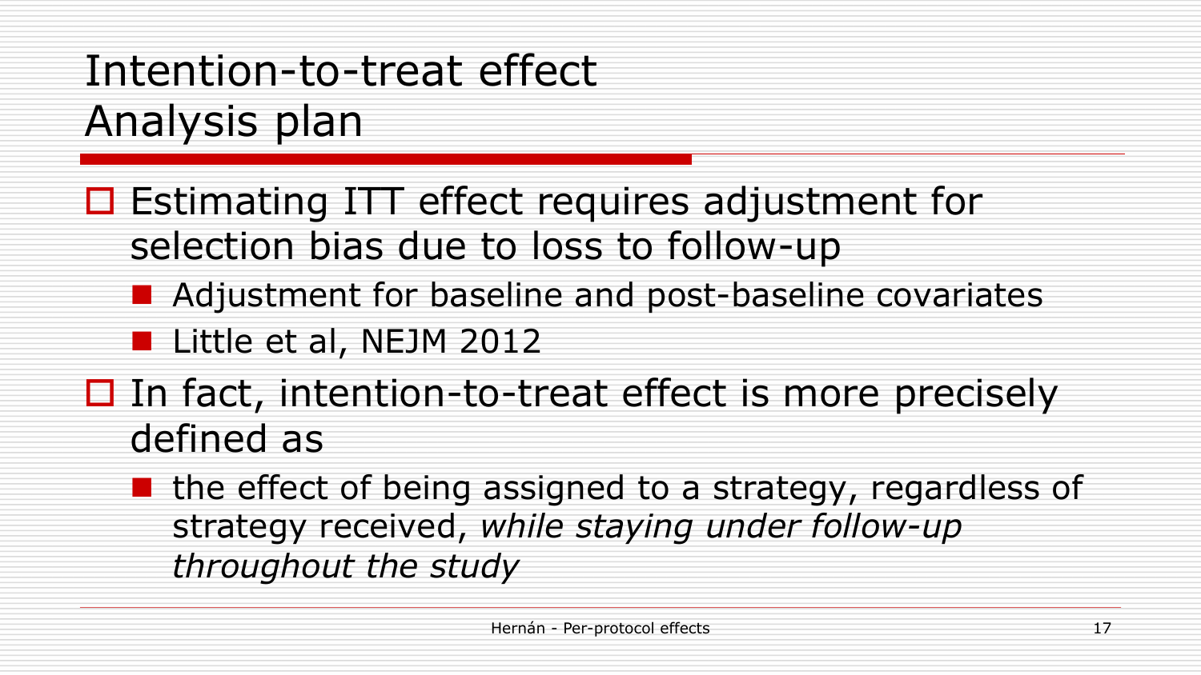# Intention-to-treat effect
## Analysis plan

- Estimating ITT effect requires adjustment for selection bias due to loss to follow-up
  - Adjustment for baseline and post-baseline covariates
  - Little et al, NEJM 2012
- In fact, intention-to-treat effect is more precisely defined as
  - the effect of being assigned to a strategy, regardless of strategy received, *while staying under follow-up throughout the study*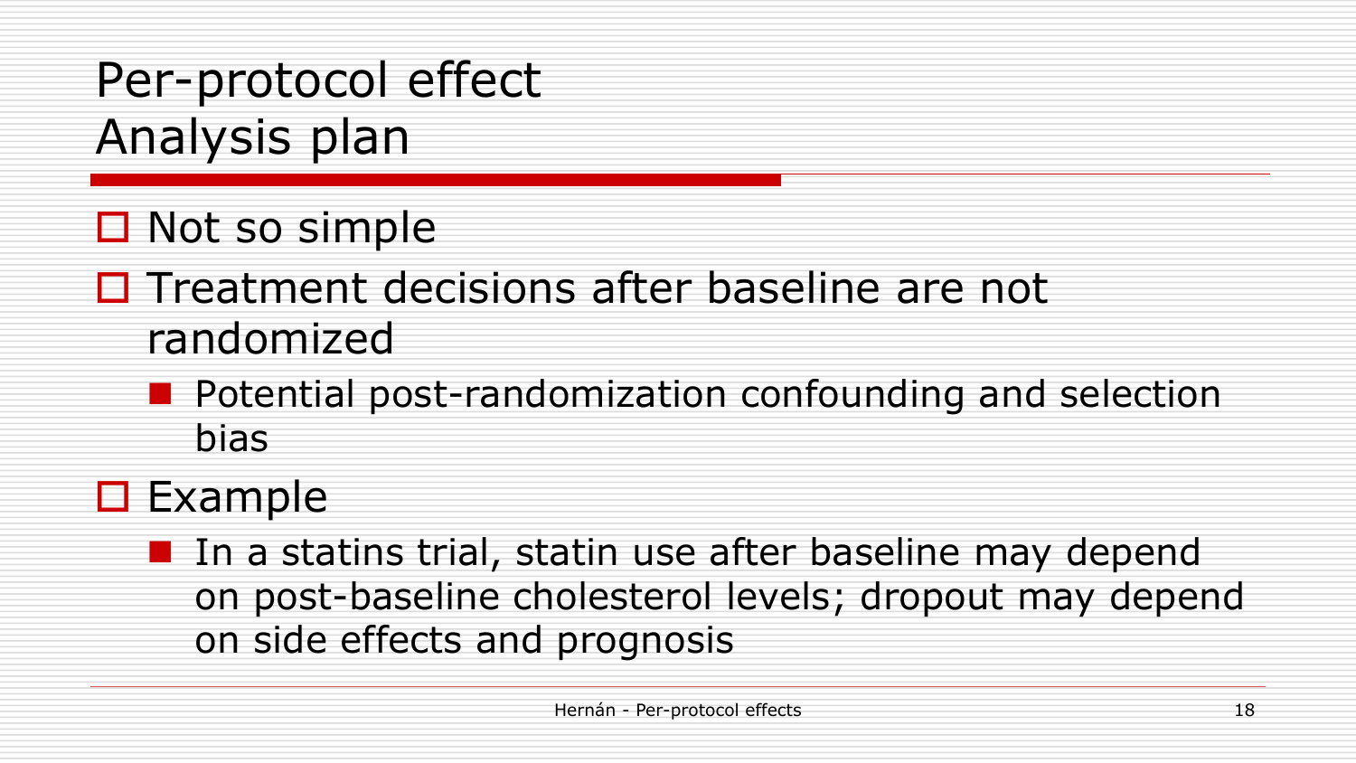# Per-protocol effect
# Analysis plan

- Not so simple
- Treatment decisions after baseline are not randomized
  - Potential post-randomization confounding and selection bias
- Example
  - In a statins trial, statin use after baseline may depend on post-baseline cholesterol levels; dropout may depend on side effects and prognosis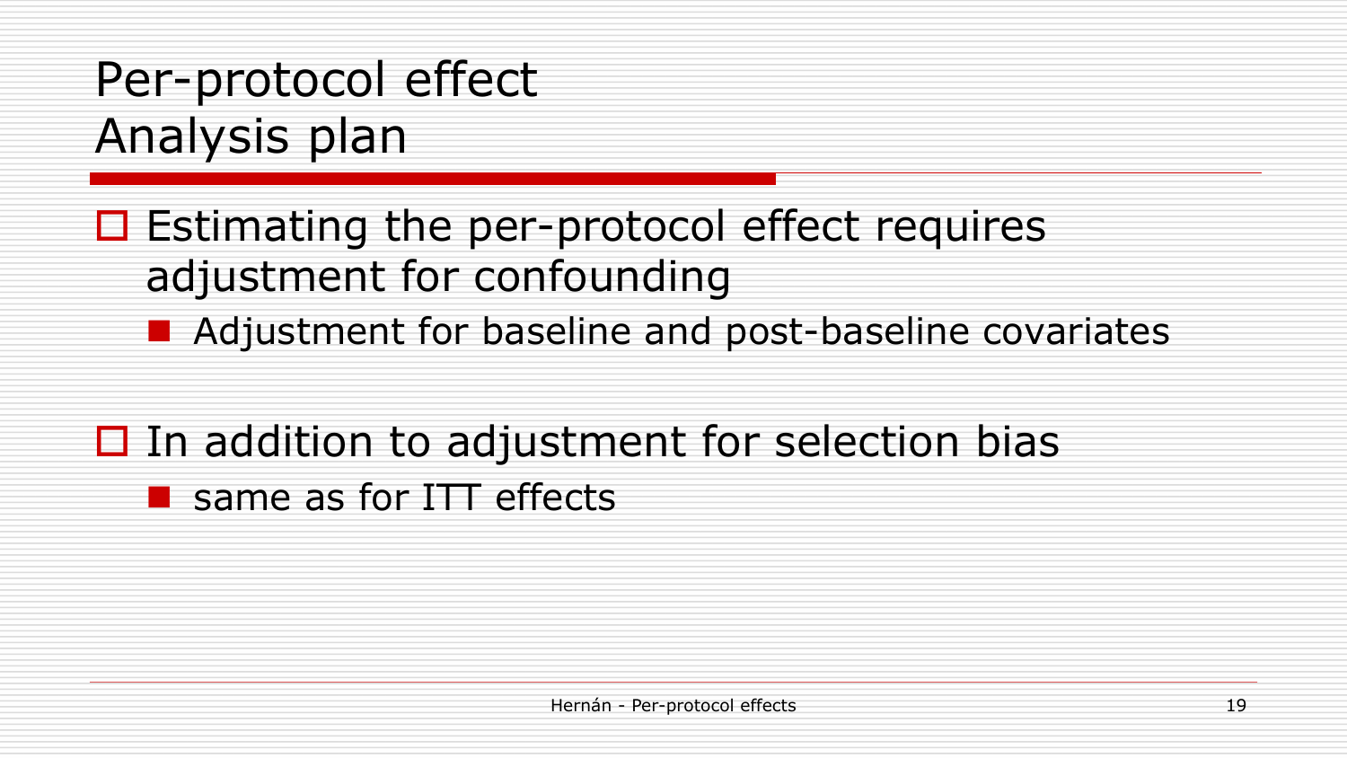# Per-protocol effect
# Analysis plan

- Estimating the per-protocol effect requires adjustment for confounding
  - Adjustment for baseline and post-baseline covariates

- In addition to adjustment for selection bias
  - same as for ITT effects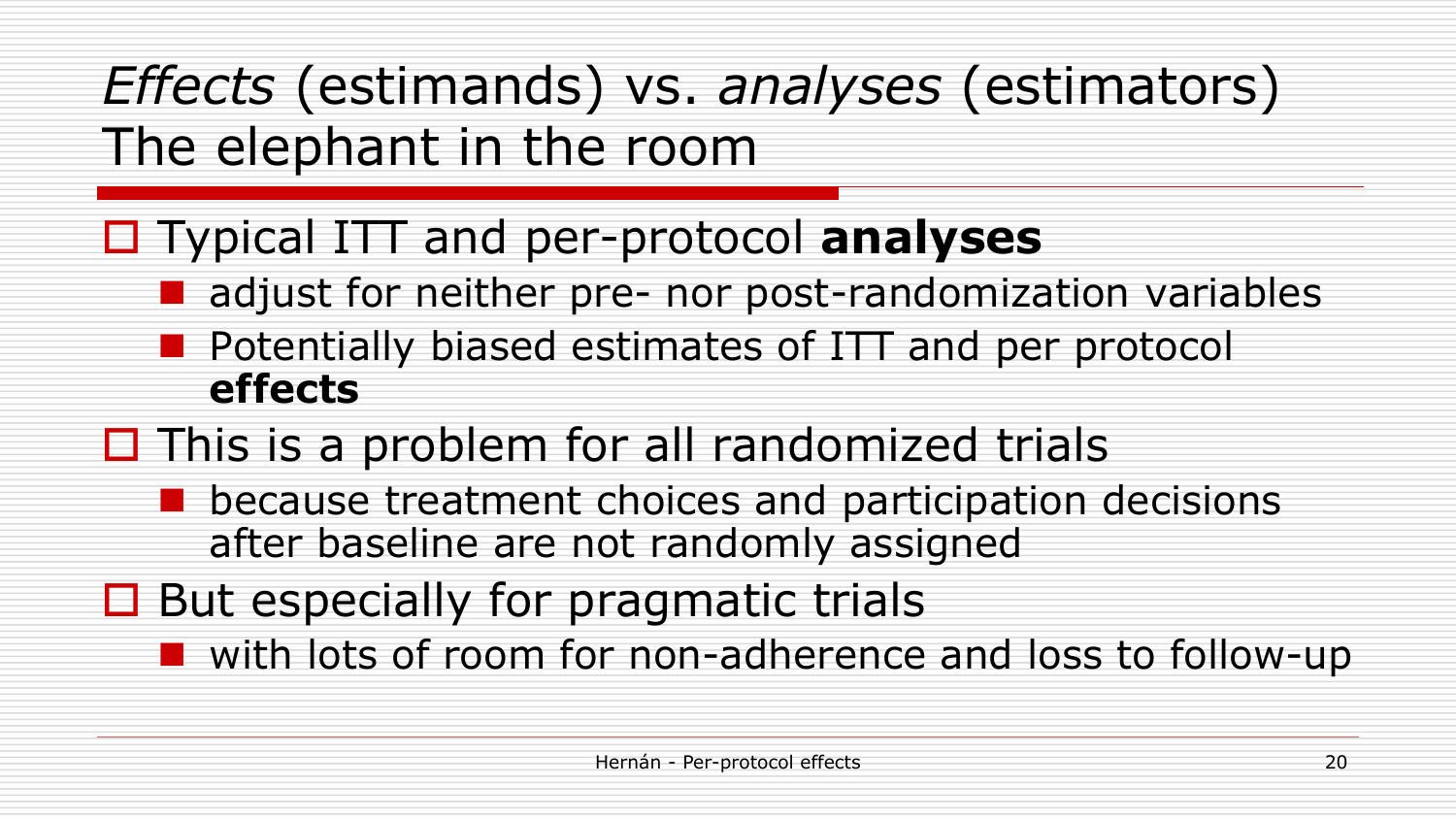# *Effects* (estimands) vs. *analyses* (estimators) The elephant in the room

- Typical ITT and per-protocol **analyses**
  - adjust for neither pre- nor post-randomization variables
  - Potentially biased estimates of ITT and per protocol **effects**
- This is a problem for all randomized trials
  - because treatment choices and participation decisions after baseline are not randomly assigned
- But especially for pragmatic trials
  - with lots of room for non-adherence and loss to follow-up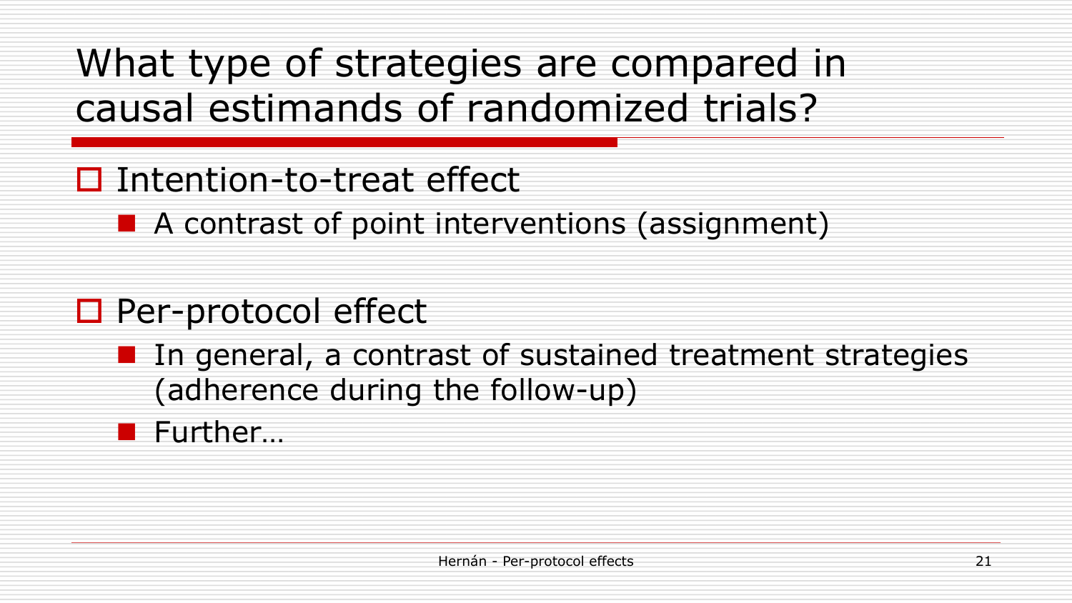# What type of strategies are compared in causal estimands of randomized trials?

- Intention-to-treat effect
  - A contrast of point interventions (assignment)
- Per-protocol effect
  - In general, a contrast of sustained treatment strategies (adherence during the follow-up)
  - Further…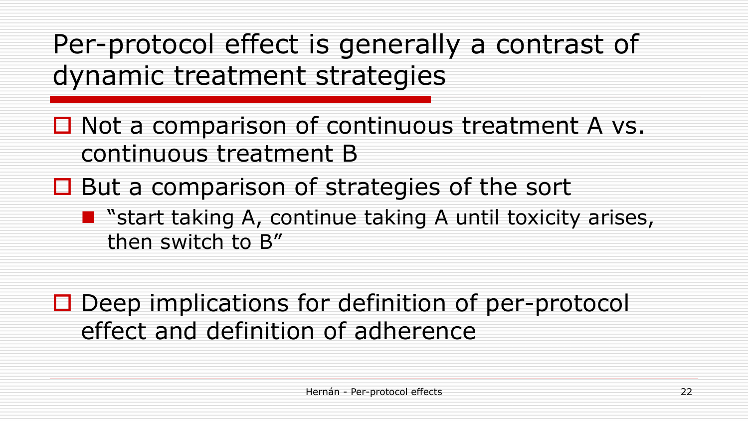# Per-protocol effect is generally a contrast of dynamic treatment strategies

- Not a comparison of continuous treatment A vs. continuous treatment B
- But a comparison of strategies of the sort
  - "start taking A, continue taking A until toxicity arises, then switch to B"

- Deep implications for definition of per-protocol effect and definition of adherence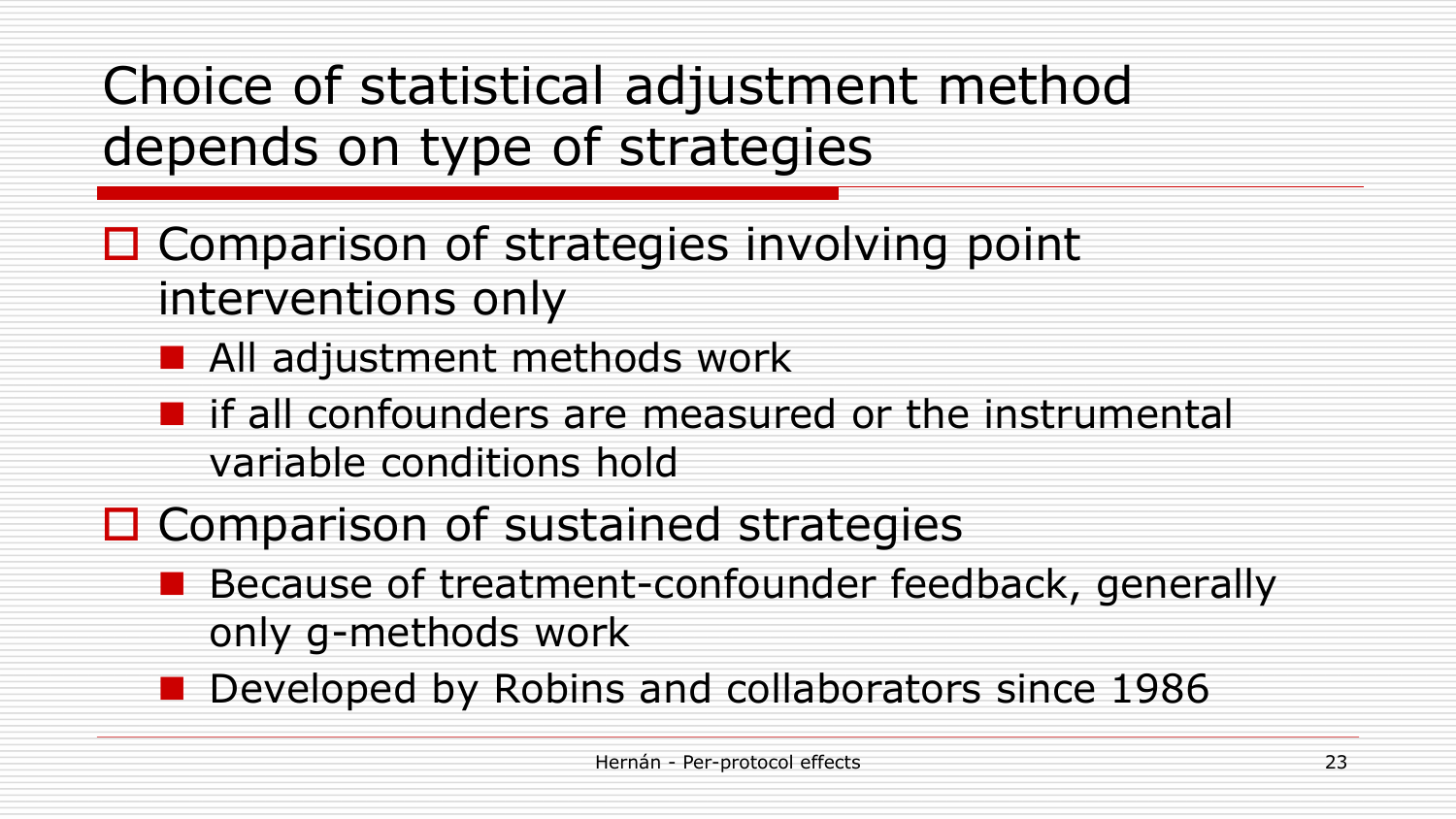# Choice of statistical adjustment method depends on type of strategies

- Comparison of strategies involving point interventions only
  - All adjustment methods work
  - if all confounders are measured or the instrumental variable conditions hold
- Comparison of sustained strategies
  - Because of treatment-confounder feedback, generally only g-methods work
  - Developed by Robins and collaborators since 1986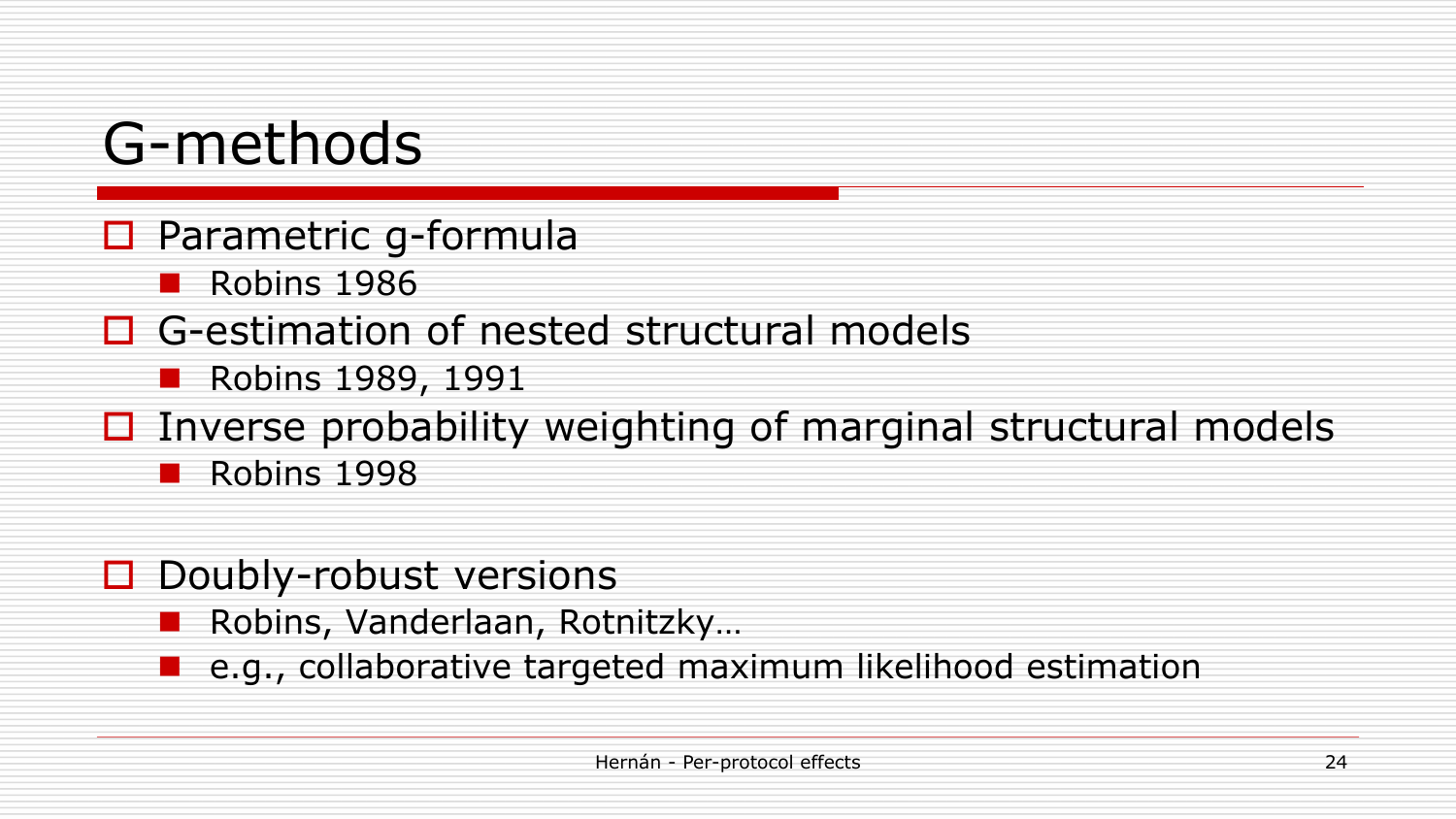# G-methods

- Parametric g-formula
  - Robins 1986
- G-estimation of nested structural models
  - Robins 1989, 1991
- Inverse probability weighting of marginal structural models
  - Robins 1998

- Doubly-robust versions
  - Robins, Vanderlaan, Rotnitzky…
  - e.g., collaborative targeted maximum likelihood estimation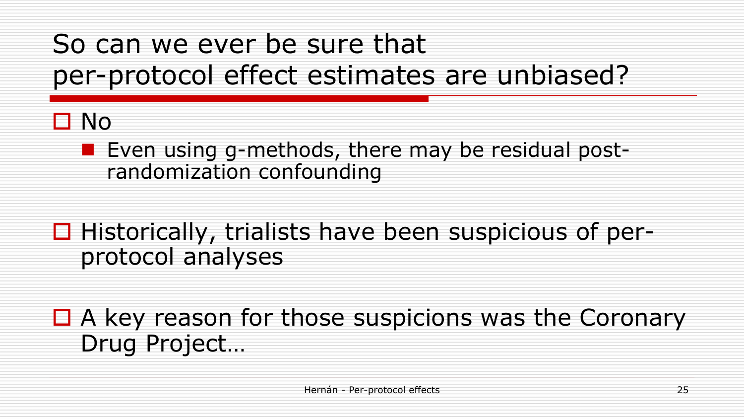# So can we ever be sure that per-protocol effect estimates are unbiased?

- No
  - Even using g-methods, there may be residual post-randomization confounding

- Historically, trialists have been suspicious of per-protocol analyses

- A key reason for those suspicions was the Coronary Drug Project…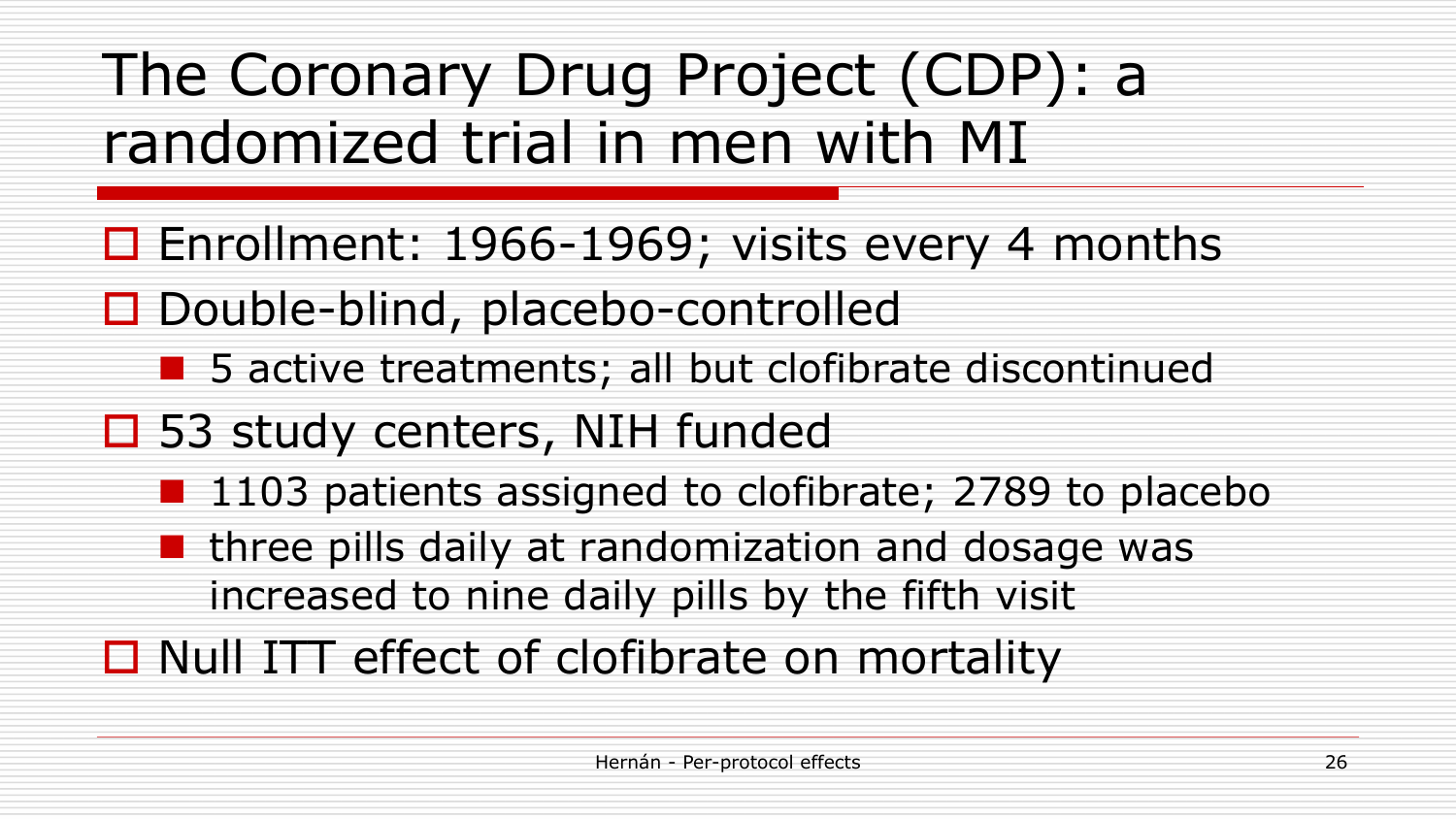# The Coronary Drug Project (CDP): a randomized trial in men with MI

- Enrollment: 1966-1969; visits every 4 months
- Double-blind, placebo-controlled
  - 5 active treatments; all but clofibrate discontinued
- 53 study centers, NIH funded
  - 1103 patients assigned to clofibrate; 2789 to placebo
  - three pills daily at randomization and dosage was increased to nine daily pills by the fifth visit
- Null ITT effect of clofibrate on mortality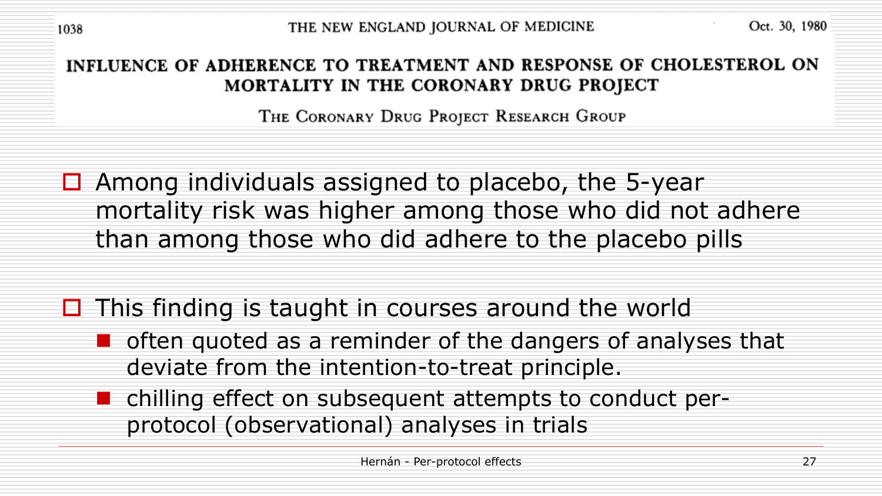THE NEW ENGLAND JOURNAL OF MEDICINE — Oct. 30, 1980

# INFLUENCE OF ADHERENCE TO TREATMENT AND RESPONSE OF CHOLESTEROL ON MORTALITY IN THE CORONARY DRUG PROJECT

THE CORONARY DRUG PROJECT RESEARCH GROUP

- Among individuals assigned to placebo, the 5-year mortality risk was higher among those who did not adhere than among those who did adhere to the placebo pills

- This finding is taught in courses around the world
  - often quoted as a reminder of the dangers of analyses that deviate from the intention-to-treat principle.
  - chilling effect on subsequent attempts to conduct per-protocol (observational) analyses in trials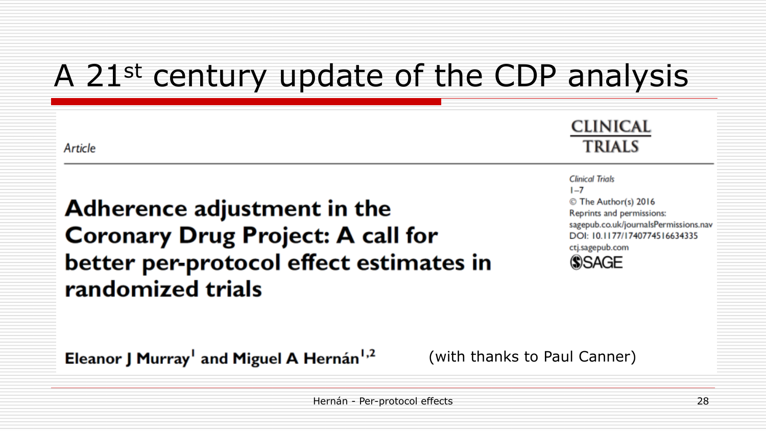# A 21st century update of the CDP analysis

*Article*

**CLINICAL TRIALS**

*Clinical Trials*
1–7
© The Author(s) 2016
Reprints and permissions:
sagepub.co.uk/journalsPermissions.nav
DOI: 10.1177/1740774516634335
ctj.sagepub.com
SAGE

## Adherence adjustment in the Coronary Drug Project: A call for better per-protocol effect estimates in randomized trials

**Eleanor J Murray[1] and Miguel A Hernán[1,2]**

(with thanks to Paul Canner)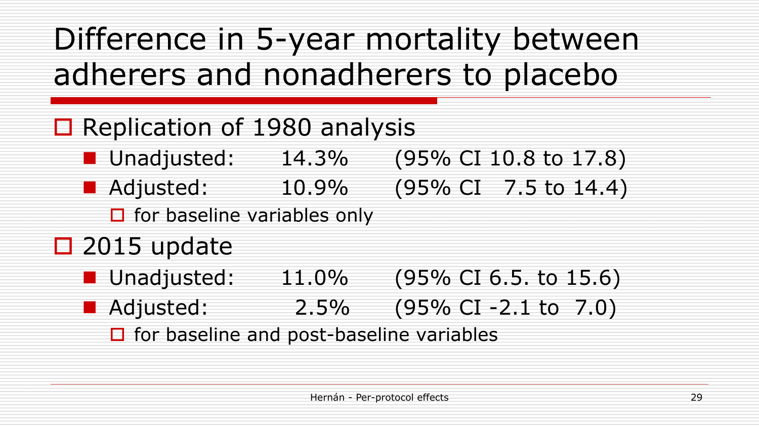# Difference in 5-year mortality between adherers and nonadherers to placebo

- Replication of 1980 analysis
  - Unadjusted: 14.3% (95% CI 10.8 to 17.8)
  - Adjusted: 10.9% (95% CI 7.5 to 14.4)
    - for baseline variables only
- 2015 update
  - Unadjusted: 11.0% (95% CI 6.5. to 15.6)
  - Adjusted: 2.5% (95% CI -2.1 to 7.0)
    - for baseline and post-baseline variables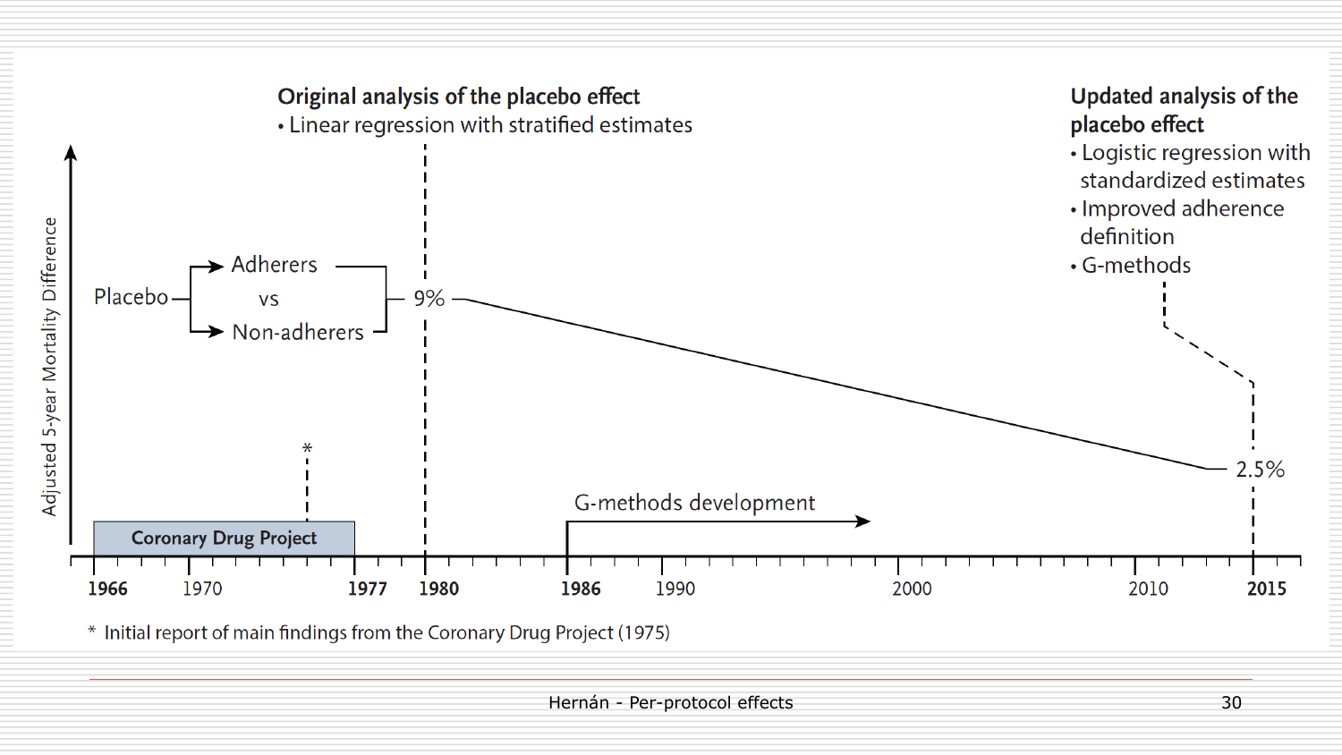**Original analysis of the placebo effect**

- Linear regression with stratified estimates

**Updated analysis of the placebo effect**

- Logistic regression with standardized estimates
- Improved adherence definition
- G-methods

Adjusted 5-year Mortality Difference

Placebo — Adherers vs Non-adherers — 9%

2.5%

Coronary Drug Project

G-methods development

1966 1970 1977 1980 1986 1990 2000 2010 2015

\* Initial report of main findings from the Coronary Drug Project (1975)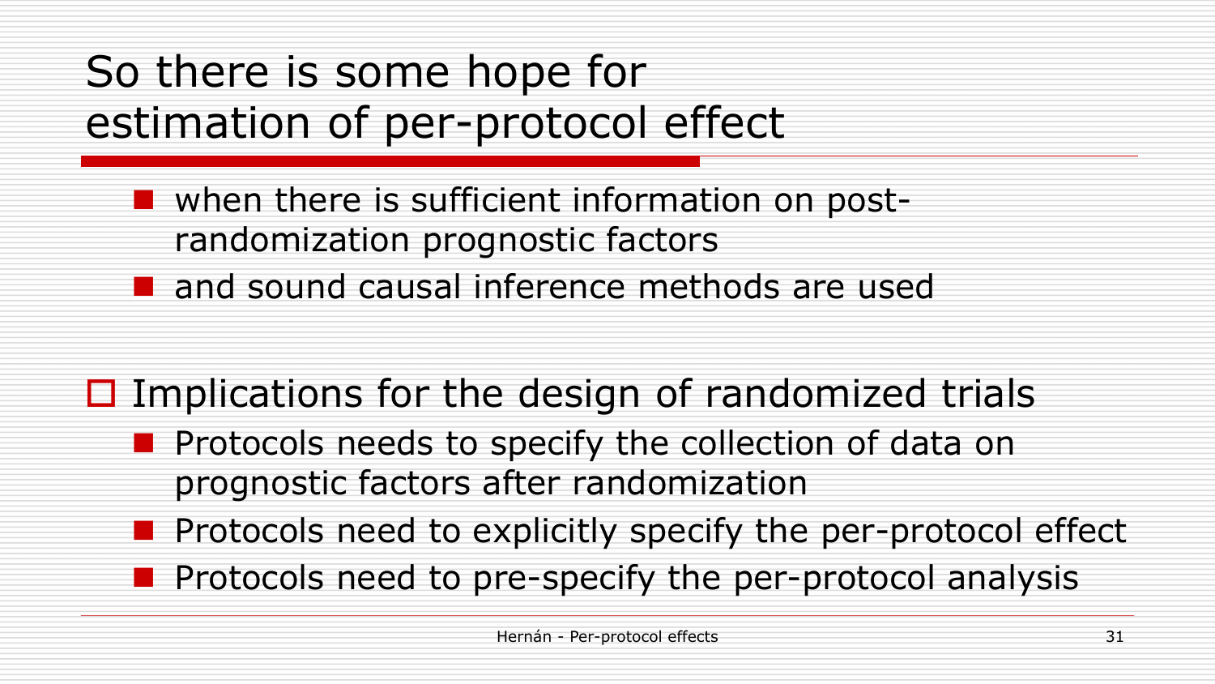# So there is some hope for estimation of per-protocol effect

- when there is sufficient information on post-randomization prognostic factors
- and sound causal inference methods are used

- Implications for the design of randomized trials
  - Protocols needs to specify the collection of data on prognostic factors after randomization
  - Protocols need to explicitly specify the per-protocol effect
  - Protocols need to pre-specify the per-protocol analysis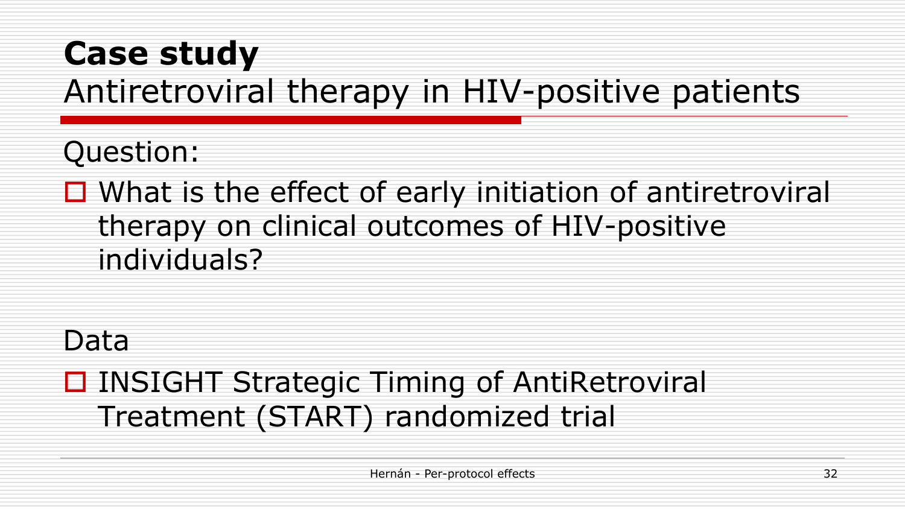# Case study

## Antiretroviral therapy in HIV-positive patients

Question:

- What is the effect of early initiation of antiretroviral therapy on clinical outcomes of HIV-positive individuals?

Data

- INSIGHT Strategic Timing of AntiRetroviral Treatment (START) randomized trial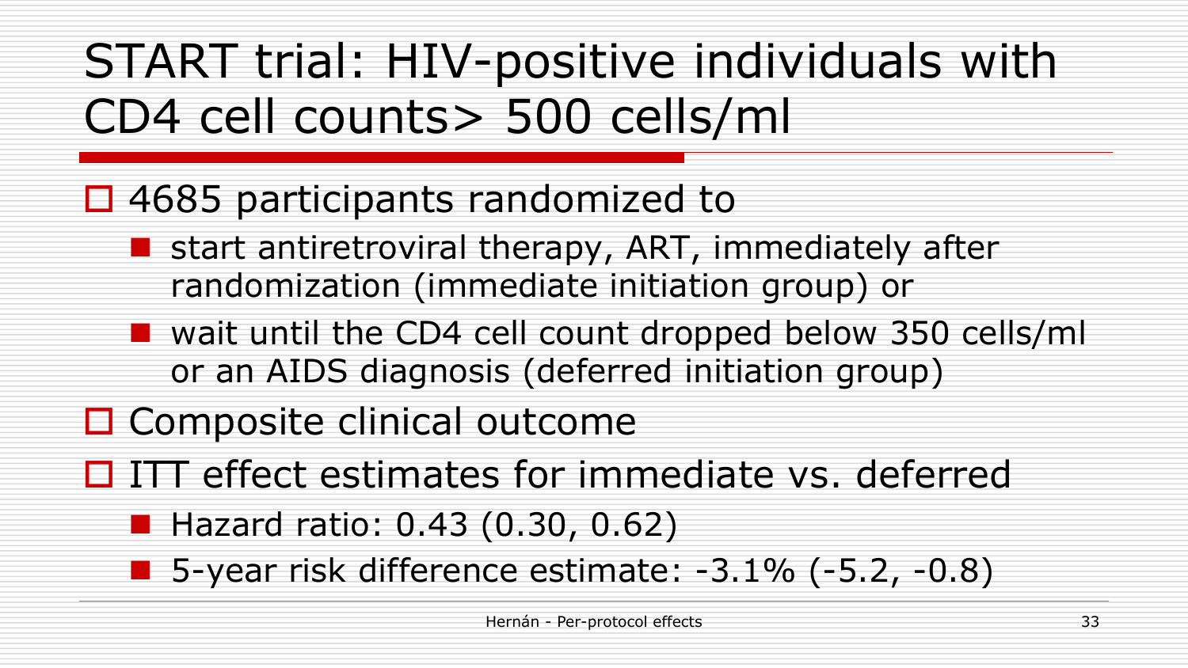# START trial: HIV-positive individuals with CD4 cell counts> 500 cells/ml

- 4685 participants randomized to
  - start antiretroviral therapy, ART, immediately after randomization (immediate initiation group) or
  - wait until the CD4 cell count dropped below 350 cells/ml or an AIDS diagnosis (deferred initiation group)
- Composite clinical outcome
- ITT effect estimates for immediate vs. deferred
  - Hazard ratio: 0.43 (0.30, 0.62)
  - 5-year risk difference estimate: -3.1% (-5.2, -0.8)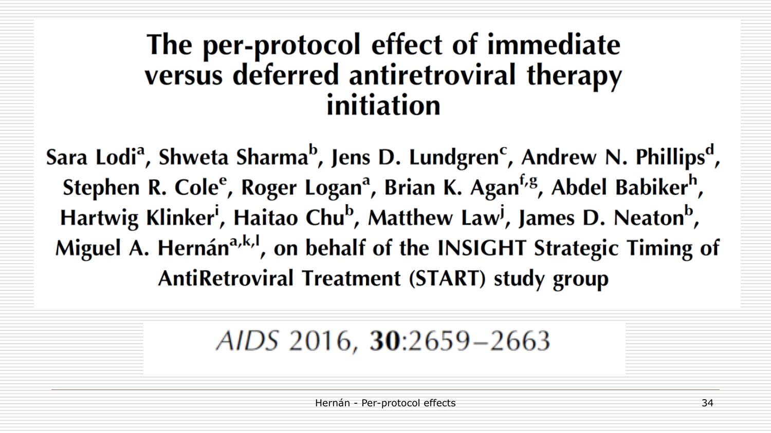# The per-protocol effect of immediate versus deferred antiretroviral therapy initiation

Sara Lodi[a], Shweta Sharma[b], Jens D. Lundgren[c], Andrew N. Phillips[d], Stephen R. Cole[e], Roger Logan[a], Brian K. Agan[f,g], Abdel Babiker[h], Hartwig Klinker[i], Haitao Chu[b], Matthew Law[j], James D. Neaton[b], Miguel A. Hernán[a,k,l], on behalf of the INSIGHT Strategic Timing of AntiRetroviral Treatment (START) study group

*AIDS* 2016, **30**:2659–2663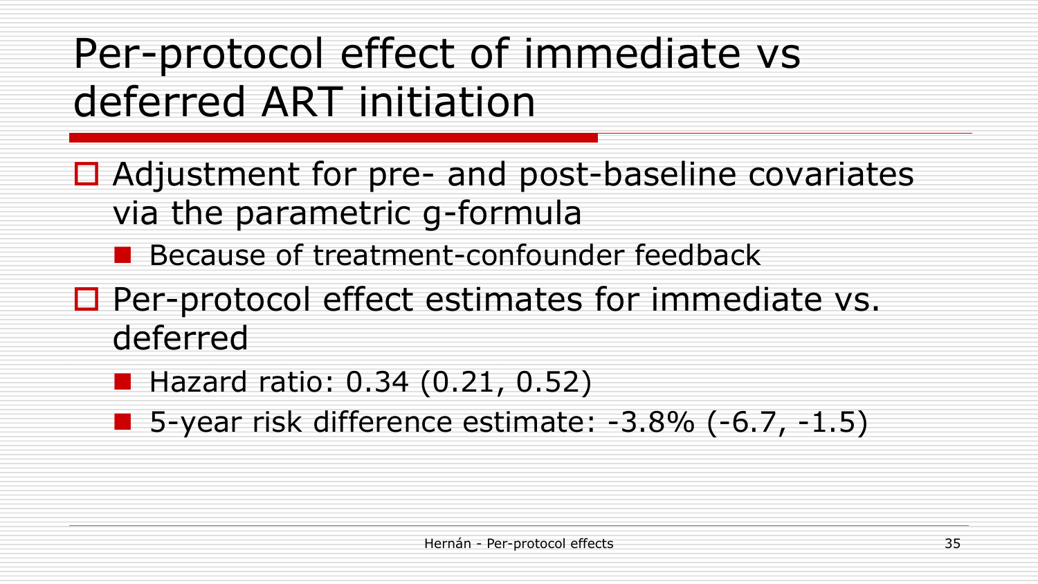# Per-protocol effect of immediate vs deferred ART initiation

- Adjustment for pre- and post-baseline covariates via the parametric g-formula
  - Because of treatment-confounder feedback
- Per-protocol effect estimates for immediate vs. deferred
  - Hazard ratio: 0.34 (0.21, 0.52)
  - 5-year risk difference estimate: -3.8% (-6.7, -1.5)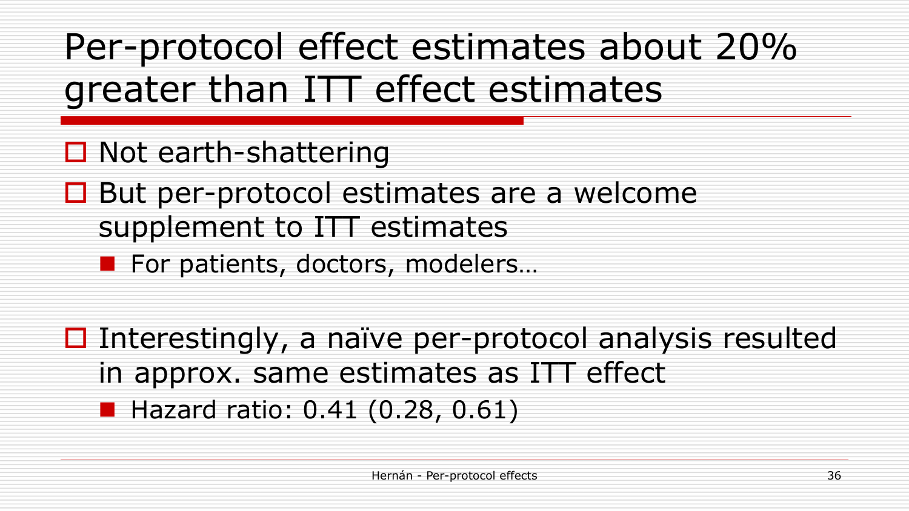# Per-protocol effect estimates about 20% greater than ITT effect estimates

- Not earth-shattering
- But per-protocol estimates are a welcome supplement to ITT estimates
  - For patients, doctors, modelers…

- Interestingly, a naïve per-protocol analysis resulted in approx. same estimates as ITT effect
  - Hazard ratio: 0.41 (0.28, 0.61)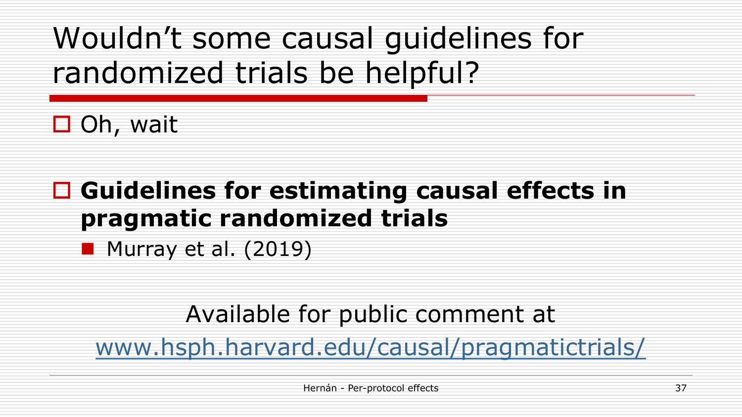# Wouldn't some causal guidelines for randomized trials be helpful?

- Oh, wait

- **Guidelines for estimating causal effects in pragmatic randomized trials**
  - Murray et al. (2019)

Available for public comment at

[www.hsph.harvard.edu/causal/pragmatictrials/](www.hsph.harvard.edu/causal/pragmatictrials/)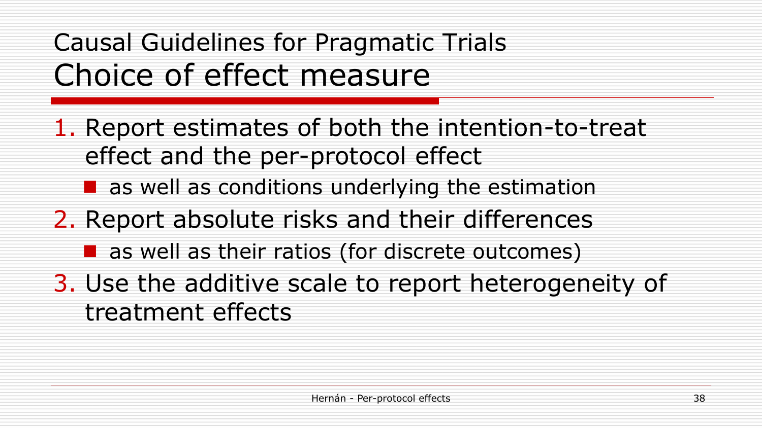# Causal Guidelines for Pragmatic Trials

## Choice of effect measure

1. Report estimates of both the intention-to-treat effect and the per-protocol effect
   - as well as conditions underlying the estimation
2. Report absolute risks and their differences
   - as well as their ratios (for discrete outcomes)
3. Use the additive scale to report heterogeneity of treatment effects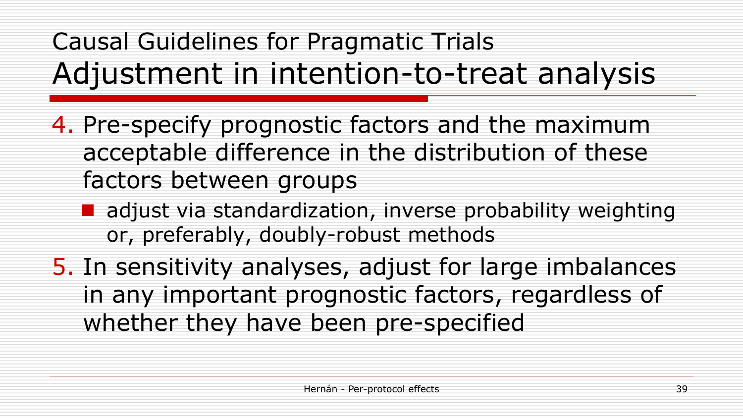# Causal Guidelines for Pragmatic Trials

## Adjustment in intention-to-treat analysis

4. Pre-specify prognostic factors and the maximum acceptable difference in the distribution of these factors between groups
   - adjust via standardization, inverse probability weighting or, preferably, doubly-robust methods
5. In sensitivity analyses, adjust for large imbalances in any important prognostic factors, regardless of whether they have been pre-specified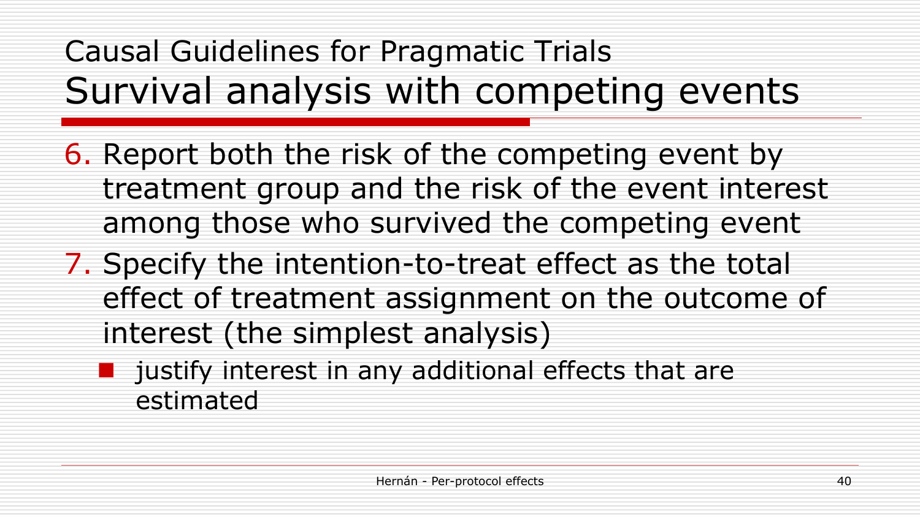# Causal Guidelines for Pragmatic Trials

## Survival analysis with competing events

6. Report both the risk of the competing event by treatment group and the risk of the event interest among those who survived the competing event
7. Specify the intention-to-treat effect as the total effect of treatment assignment on the outcome of interest (the simplest analysis)
   - justify interest in any additional effects that are estimated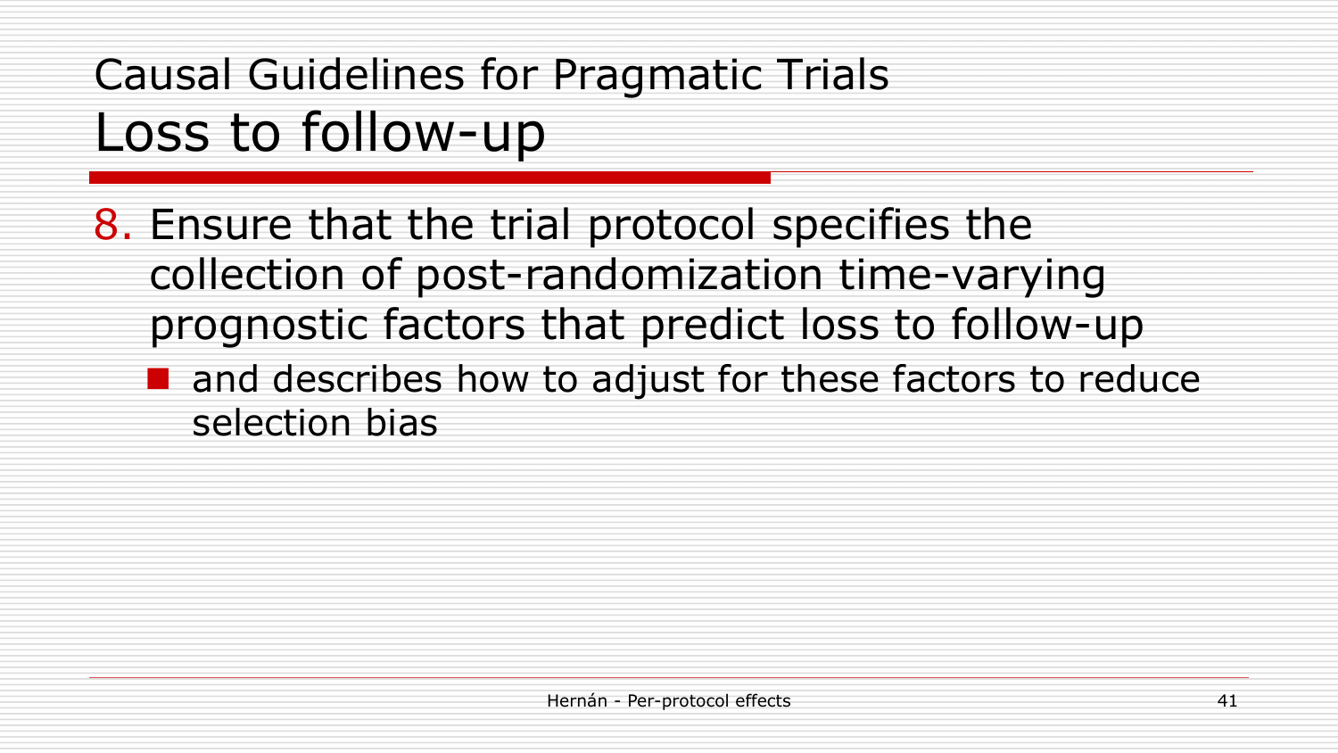# Causal Guidelines for Pragmatic Trials

## Loss to follow-up

8. Ensure that the trial protocol specifies the collection of post-randomization time-varying prognostic factors that predict loss to follow-up
   - and describes how to adjust for these factors to reduce selection bias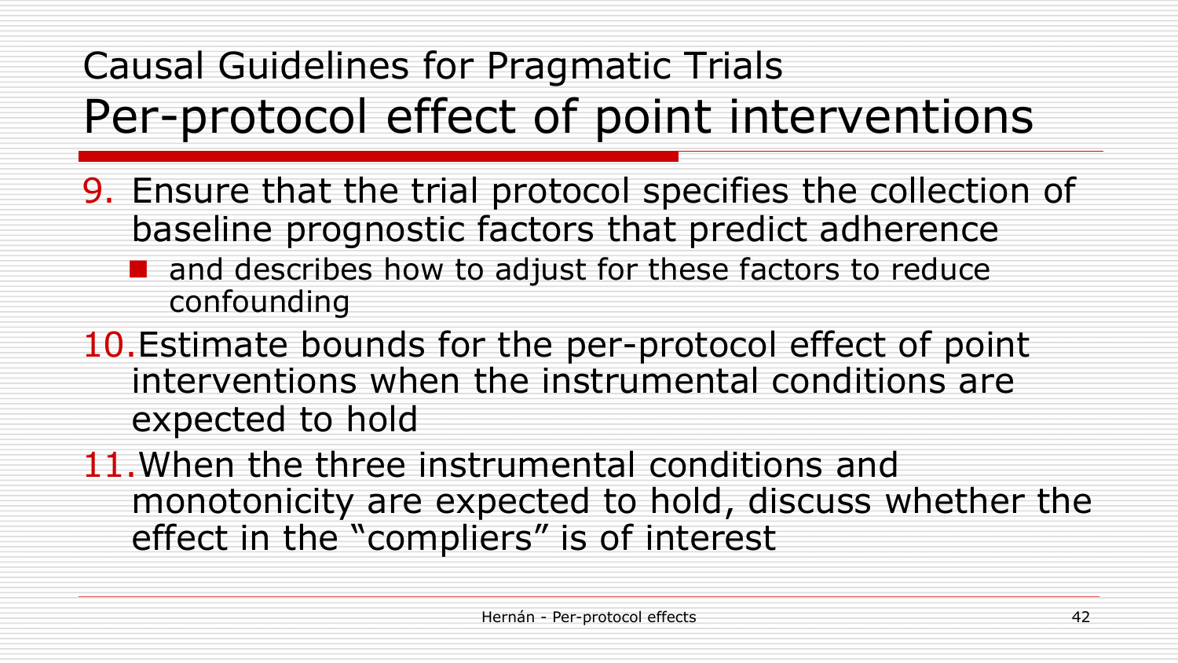# Causal Guidelines for Pragmatic Trials

## Per-protocol effect of point interventions

9. Ensure that the trial protocol specifies the collection of baseline prognostic factors that predict adherence
   - and describes how to adjust for these factors to reduce confounding
10. Estimate bounds for the per-protocol effect of point interventions when the instrumental conditions are expected to hold
11. When the three instrumental conditions and monotonicity are expected to hold, discuss whether the effect in the "compliers" is of interest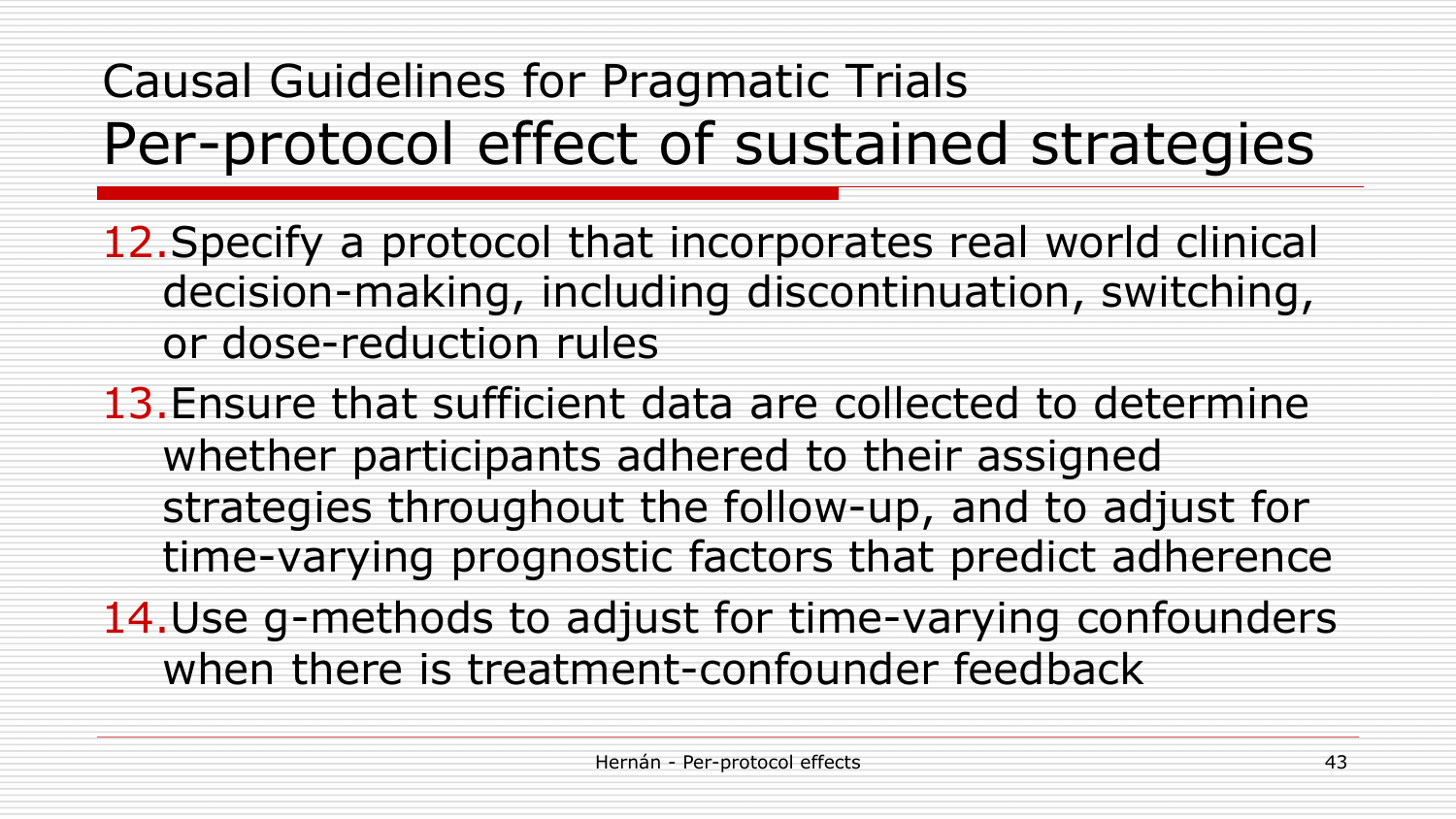# Causal Guidelines for Pragmatic Trials

## Per-protocol effect of sustained strategies

12. Specify a protocol that incorporates real world clinical decision-making, including discontinuation, switching, or dose-reduction rules
13. Ensure that sufficient data are collected to determine whether participants adhered to their assigned strategies throughout the follow-up, and to adjust for time-varying prognostic factors that predict adherence
14. Use g-methods to adjust for time-varying confounders when there is treatment-confounder feedback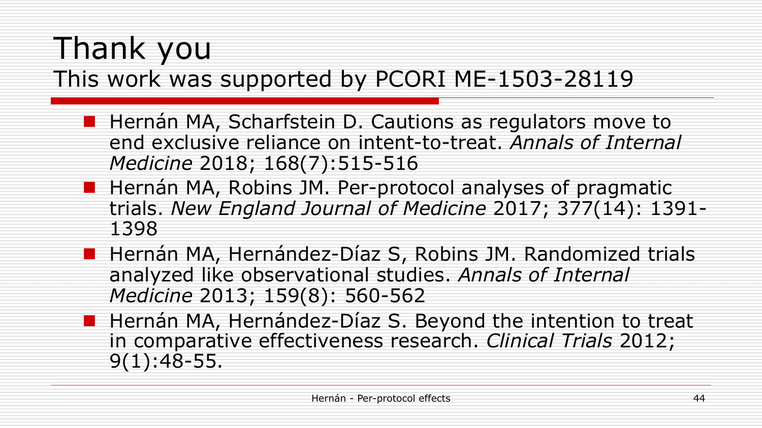# Thank you

This work was supported by PCORI ME-1503-28119

- Hernán MA, Scharfstein D. Cautions as regulators move to end exclusive reliance on intent-to-treat. *Annals of Internal Medicine* 2018; 168(7):515-516
- Hernán MA, Robins JM. Per-protocol analyses of pragmatic trials. *New England Journal of Medicine* 2017; 377(14): 1391-1398
- Hernán MA, Hernández-Díaz S, Robins JM. Randomized trials analyzed like observational studies. *Annals of Internal Medicine* 2013; 159(8): 560-562
- Hernán MA, Hernández-Díaz S. Beyond the intention to treat in comparative effectiveness research. *Clinical Trials* 2012; 9(1):48-55.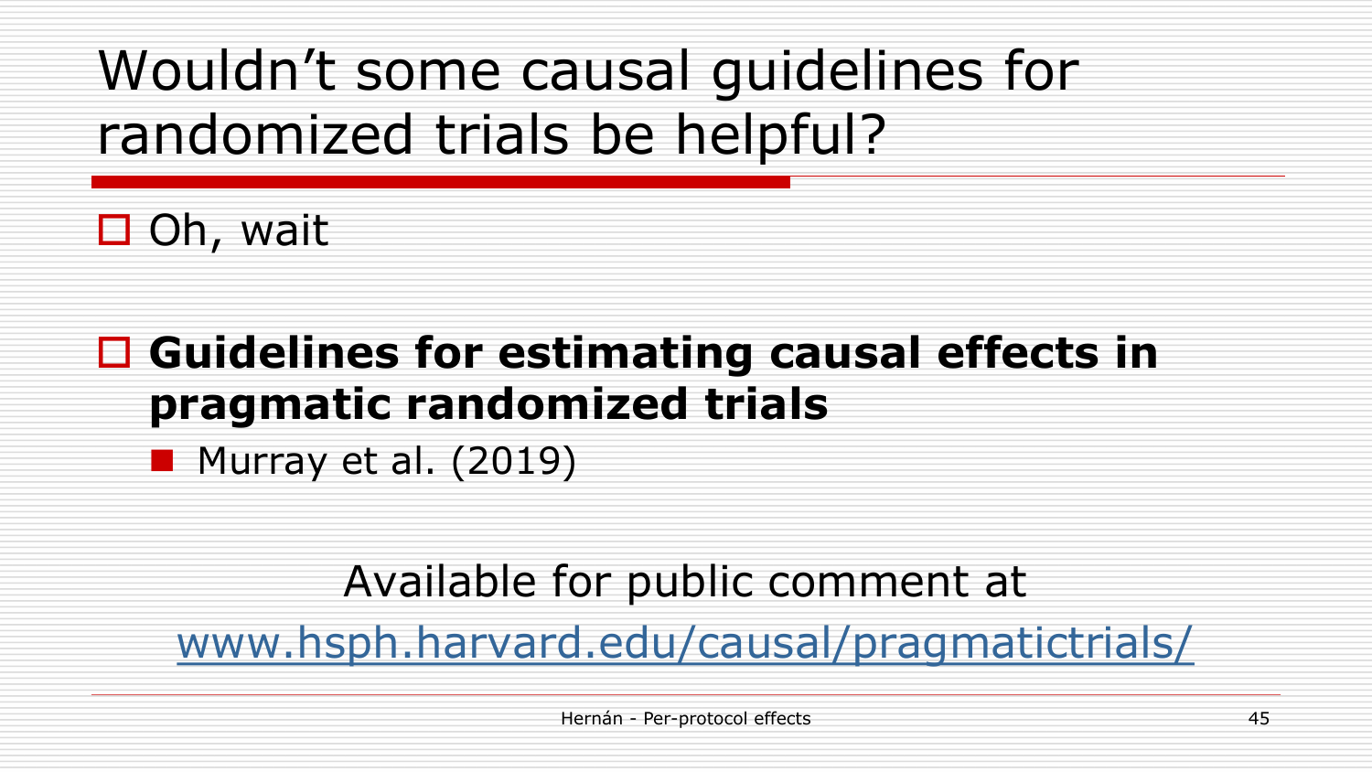# Wouldn't some causal guidelines for randomized trials be helpful?

- Oh, wait

- **Guidelines for estimating causal effects in pragmatic randomized trials**
  - Murray et al. (2019)

Available for public comment at

www.hsph.harvard.edu/causal/pragmatictrials/